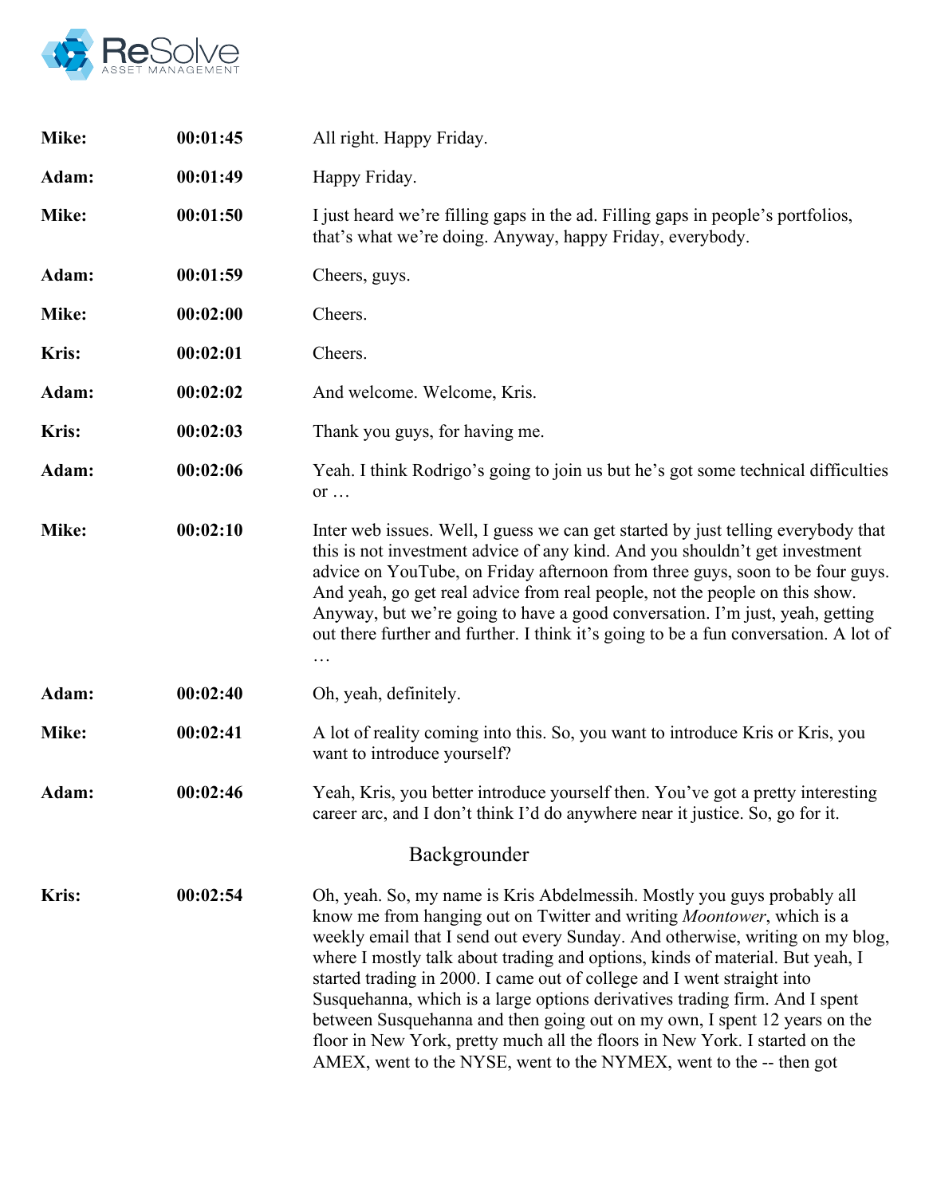| | | |
|---|---|---|
| **Mike:** | **00:01:45** | All right. Happy Friday. |
| **Adam:** | **00:01:49** | Happy Friday. |
| **Mike:** | **00:01:50** | I just heard we're filling gaps in the ad. Filling gaps in people's portfolios, that's what we're doing. Anyway, happy Friday, everybody. |
| **Adam:** | **00:01:59** | Cheers, guys. |
| **Mike:** | **00:02:00** | Cheers. |
| **Kris:** | **00:02:01** | Cheers. |
| **Adam:** | **00:02:02** | And welcome. Welcome, Kris. |
| **Kris:** | **00:02:03** | Thank you guys, for having me. |
| **Adam:** | **00:02:06** | Yeah. I think Rodrigo's going to join us but he's got some technical difficulties or … |
| **Mike:** | **00:02:10** | Inter web issues. Well, I guess we can get started by just telling everybody that this is not investment advice of any kind. And you shouldn't get investment advice on YouTube, on Friday afternoon from three guys, soon to be four guys. And yeah, go get real advice from real people, not the people on this show. Anyway, but we're going to have a good conversation. I'm just, yeah, getting out there further and further. I think it's going to be a fun conversation. A lot of … |
| **Adam:** | **00:02:40** | Oh, yeah, definitely. |
| **Mike:** | **00:02:41** | A lot of reality coming into this. So, you want to introduce Kris or Kris, you want to introduce yourself? |
| **Adam:** | **00:02:46** | Yeah, Kris, you better introduce yourself then. You've got a pretty interesting career arc, and I don't think I'd do anywhere near it justice. So, go for it. |

## Backgrounder

| | | |
|---|---|---|
| **Kris:** | **00:02:54** | Oh, yeah. So, my name is Kris Abdelmessih. Mostly you guys probably all know me from hanging out on Twitter and writing *Moontower*, which is a weekly email that I send out every Sunday. And otherwise, writing on my blog, where I mostly talk about trading and options, kinds of material. But yeah, I started trading in 2000. I came out of college and I went straight into Susquehanna, which is a large options derivatives trading firm. And I spent between Susquehanna and then going out on my own, I spent 12 years on the floor in New York, pretty much all the floors in New York. I started on the AMEX, went to the NYSE, went to the NYMEX, went to the -- then got |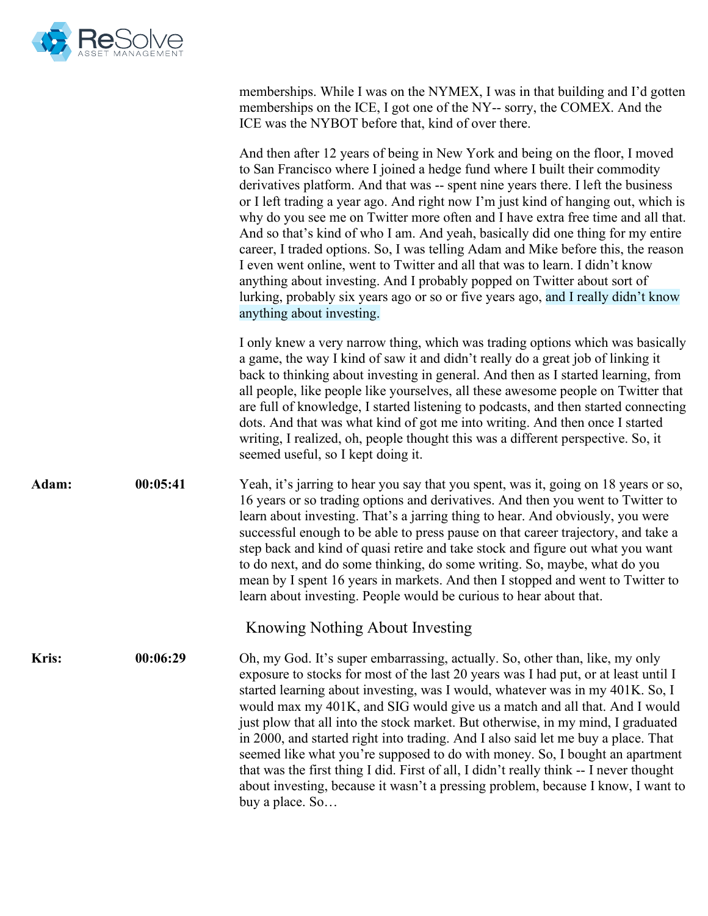memberships. While I was on the NYMEX, I was in that building and I'd gotten memberships on the ICE, I got one of the NY-- sorry, the COMEX. And the ICE was the NYBOT before that, kind of over there.

And then after 12 years of being in New York and being on the floor, I moved to San Francisco where I joined a hedge fund where I built their commodity derivatives platform. And that was -- spent nine years there. I left the business or I left trading a year ago. And right now I'm just kind of hanging out, which is why do you see me on Twitter more often and I have extra free time and all that. And so that's kind of who I am. And yeah, basically did one thing for my entire career, I traded options. So, I was telling Adam and Mike before this, the reason I even went online, went to Twitter and all that was to learn. I didn't know anything about investing. And I probably popped on Twitter about sort of lurking, probably six years ago or so or five years ago, and I really didn't know anything about investing.

I only knew a very narrow thing, which was trading options which was basically a game, the way I kind of saw it and didn't really do a great job of linking it back to thinking about investing in general. And then as I started learning, from all people, like people like yourselves, all these awesome people on Twitter that are full of knowledge, I started listening to podcasts, and then started connecting dots. And that was what kind of got me into writing. And then once I started writing, I realized, oh, people thought this was a different perspective. So, it seemed useful, so I kept doing it.

**Adam:** 00:05:41

Yeah, it's jarring to hear you say that you spent, was it, going on 18 years or so, 16 years or so trading options and derivatives. And then you went to Twitter to learn about investing. That's a jarring thing to hear. And obviously, you were successful enough to be able to press pause on that career trajectory, and take a step back and kind of quasi retire and take stock and figure out what you want to do next, and do some thinking, do some writing. So, maybe, what do you mean by I spent 16 years in markets. And then I stopped and went to Twitter to learn about investing. People would be curious to hear about that.

## Knowing Nothing About Investing

**Kris:** 00:06:29

Oh, my God. It's super embarrassing, actually. So, other than, like, my only exposure to stocks for most of the last 20 years was I had put, or at least until I started learning about investing, was I would, whatever was in my 401K. So, I would max my 401K, and SIG would give us a match and all that. And I would just plow that all into the stock market. But otherwise, in my mind, I graduated in 2000, and started right into trading. And I also said let me buy a place. That seemed like what you're supposed to do with money. So, I bought an apartment that was the first thing I did. First of all, I didn't really think -- I never thought about investing, because it wasn't a pressing problem, because I know, I want to buy a place. So…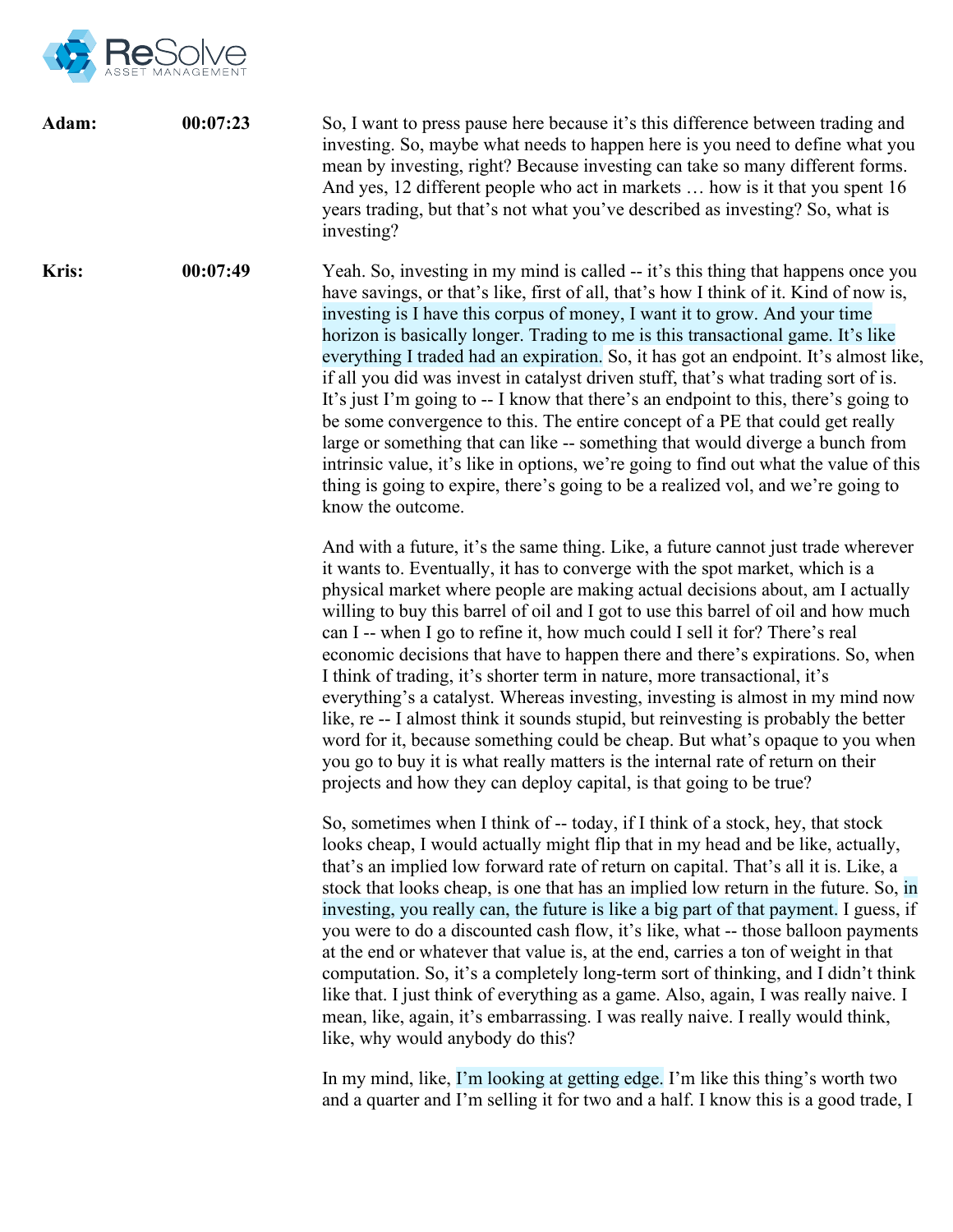**Adam:** 00:07:23

So, I want to press pause here because it's this difference between trading and investing. So, maybe what needs to happen here is you need to define what you mean by investing, right? Because investing can take so many different forms. And yes, 12 different people who act in markets … how is it that you spent 16 years trading, but that's not what you've described as investing? So, what is investing?

**Kris:** 00:07:49

Yeah. So, investing in my mind is called -- it's this thing that happens once you have savings, or that's like, first of all, that's how I think of it. Kind of now is, investing is I have this corpus of money, I want it to grow. And your time horizon is basically longer. Trading to me is this transactional game. It's like everything I traded had an expiration. So, it has got an endpoint. It's almost like, if all you did was invest in catalyst driven stuff, that's what trading sort of is. It's just I'm going to -- I know that there's an endpoint to this, there's going to be some convergence to this. The entire concept of a PE that could get really large or something that can like -- something that would diverge a bunch from intrinsic value, it's like in options, we're going to find out what the value of this thing is going to expire, there's going to be a realized vol, and we're going to know the outcome.

And with a future, it's the same thing. Like, a future cannot just trade wherever it wants to. Eventually, it has to converge with the spot market, which is a physical market where people are making actual decisions about, am I actually willing to buy this barrel of oil and I got to use this barrel of oil and how much can I -- when I go to refine it, how much could I sell it for? There's real economic decisions that have to happen there and there's expirations. So, when I think of trading, it's shorter term in nature, more transactional, it's everything's a catalyst. Whereas investing, investing is almost in my mind now like, re -- I almost think it sounds stupid, but reinvesting is probably the better word for it, because something could be cheap. But what's opaque to you when you go to buy it is what really matters is the internal rate of return on their projects and how they can deploy capital, is that going to be true?

So, sometimes when I think of -- today, if I think of a stock, hey, that stock looks cheap, I would actually might flip that in my head and be like, actually, that's an implied low forward rate of return on capital. That's all it is. Like, a stock that looks cheap, is one that has an implied low return in the future. So, in investing, you really can, the future is like a big part of that payment. I guess, if you were to do a discounted cash flow, it's like, what -- those balloon payments at the end or whatever that value is, at the end, carries a ton of weight in that computation. So, it's a completely long-term sort of thinking, and I didn't think like that. I just think of everything as a game. Also, again, I was really naive. I mean, like, again, it's embarrassing. I was really naive. I really would think, like, why would anybody do this?

In my mind, like, I'm looking at getting edge. I'm like this thing's worth two and a quarter and I'm selling it for two and a half. I know this is a good trade, I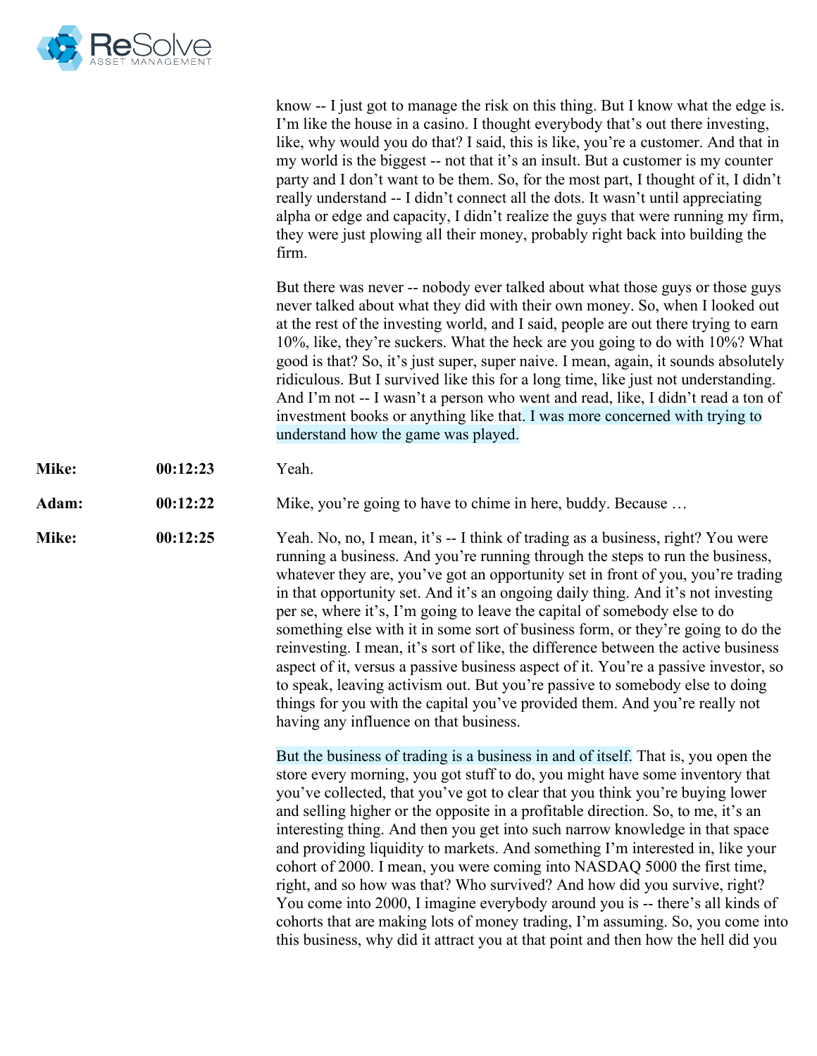know -- I just got to manage the risk on this thing. But I know what the edge is. I'm like the house in a casino. I thought everybody that's out there investing, like, why would you do that? I said, this is like, you're a customer. And that in my world is the biggest -- not that it's an insult. But a customer is my counter party and I don't want to be them. So, for the most part, I thought of it, I didn't really understand -- I didn't connect all the dots. It wasn't until appreciating alpha or edge and capacity, I didn't realize the guys that were running my firm, they were just plowing all their money, probably right back into building the firm.

But there was never -- nobody ever talked about what those guys or those guys never talked about what they did with their own money. So, when I looked out at the rest of the investing world, and I said, people are out there trying to earn 10%, like, they're suckers. What the heck are you going to do with 10%? What good is that? So, it's just super, super naive. I mean, again, it sounds absolutely ridiculous. But I survived like this for a long time, like just not understanding. And I'm not -- I wasn't a person who went and read, like, I didn't read a ton of investment books or anything like that. I was more concerned with trying to understand how the game was played.

**Mike:** 00:12:23 Yeah.

**Adam:** 00:12:22 Mike, you're going to have to chime in here, buddy. Because …

**Mike:** 00:12:25 Yeah. No, no, I mean, it's -- I think of trading as a business, right? You were running a business. And you're running through the steps to run the business, whatever they are, you've got an opportunity set in front of you, you're trading in that opportunity set. And it's an ongoing daily thing. And it's not investing per se, where it's, I'm going to leave the capital of somebody else to do something else with it in some sort of business form, or they're going to do the reinvesting. I mean, it's sort of like, the difference between the active business aspect of it, versus a passive business aspect of it. You're a passive investor, so to speak, leaving activism out. But you're passive to somebody else to doing things for you with the capital you've provided them. And you're really not having any influence on that business.

But the business of trading is a business in and of itself. That is, you open the store every morning, you got stuff to do, you might have some inventory that you've collected, that you've got to clear that you think you're buying lower and selling higher or the opposite in a profitable direction. So, to me, it's an interesting thing. And then you get into such narrow knowledge in that space and providing liquidity to markets. And something I'm interested in, like your cohort of 2000. I mean, you were coming into NASDAQ 5000 the first time, right, and so how was that? Who survived? And how did you survive, right? You come into 2000, I imagine everybody around you is -- there's all kinds of cohorts that are making lots of money trading, I'm assuming. So, you come into this business, why did it attract you at that point and then how the hell did you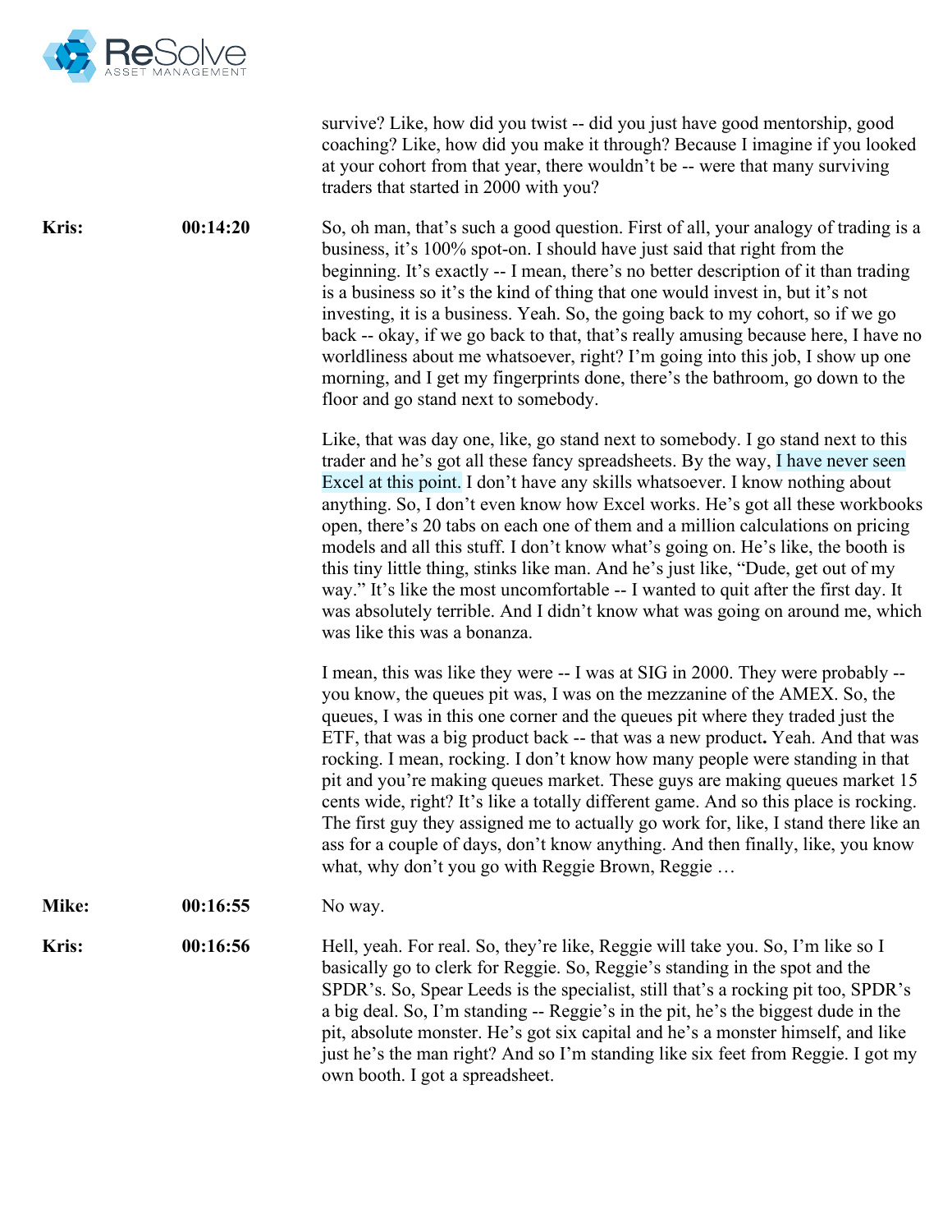survive? Like, how did you twist -- did you just have good mentorship, good coaching? Like, how did you make it through? Because I imagine if you looked at your cohort from that year, there wouldn't be -- were that many surviving traders that started in 2000 with you?

**Kris:** **00:14:20**

So, oh man, that's such a good question. First of all, your analogy of trading is a business, it's 100% spot-on. I should have just said that right from the beginning. It's exactly -- I mean, there's no better description of it than trading is a business so it's the kind of thing that one would invest in, but it's not investing, it is a business. Yeah. So, the going back to my cohort, so if we go back -- okay, if we go back to that, that's really amusing because here, I have no worldliness about me whatsoever, right? I'm going into this job, I show up one morning, and I get my fingerprints done, there's the bathroom, go down to the floor and go stand next to somebody.

Like, that was day one, like, go stand next to somebody. I go stand next to this trader and he's got all these fancy spreadsheets. By the way, I have never seen Excel at this point. I don't have any skills whatsoever. I know nothing about anything. So, I don't even know how Excel works. He's got all these workbooks open, there's 20 tabs on each one of them and a million calculations on pricing models and all this stuff. I don't know what's going on. He's like, the booth is this tiny little thing, stinks like man. And he's just like, "Dude, get out of my way." It's like the most uncomfortable -- I wanted to quit after the first day. It was absolutely terrible. And I didn't know what was going on around me, which was like this was a bonanza.

I mean, this was like they were -- I was at SIG in 2000. They were probably -- you know, the queues pit was, I was on the mezzanine of the AMEX. So, the queues, I was in this one corner and the queues pit where they traded just the ETF, that was a big product back -- that was a new product**.** Yeah. And that was rocking. I mean, rocking. I don't know how many people were standing in that pit and you're making queues market. These guys are making queues market 15 cents wide, right? It's like a totally different game. And so this place is rocking. The first guy they assigned me to actually go work for, like, I stand there like an ass for a couple of days, don't know anything. And then finally, like, you know what, why don't you go with Reggie Brown, Reggie …

**Mike:** **00:16:55**

No way.

**Kris:** **00:16:56**

Hell, yeah. For real. So, they're like, Reggie will take you. So, I'm like so I basically go to clerk for Reggie. So, Reggie's standing in the spot and the SPDR's. So, Spear Leeds is the specialist, still that's a rocking pit too, SPDR's a big deal. So, I'm standing -- Reggie's in the pit, he's the biggest dude in the pit, absolute monster. He's got six capital and he's a monster himself, and like just he's the man right? And so I'm standing like six feet from Reggie. I got my own booth. I got a spreadsheet.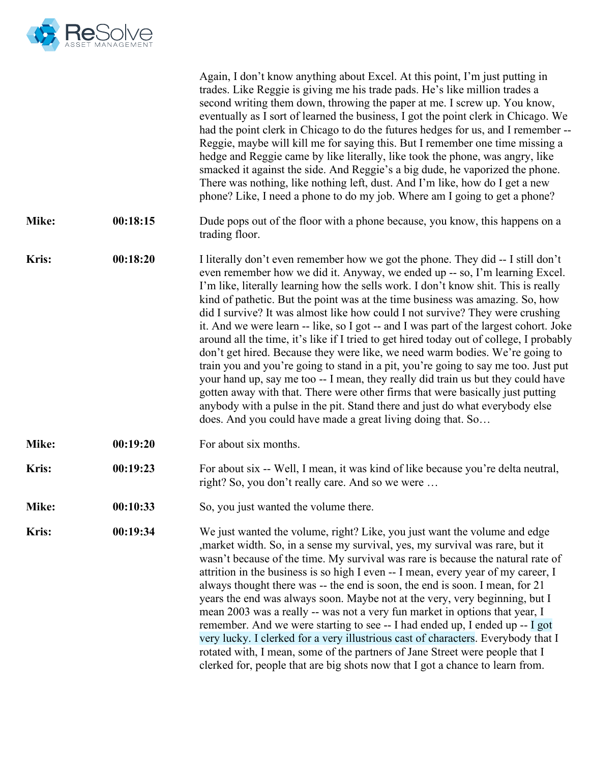Again, I don't know anything about Excel. At this point, I'm just putting in trades. Like Reggie is giving me his trade pads. He's like million trades a second writing them down, throwing the paper at me. I screw up. You know, eventually as I sort of learned the business, I got the point clerk in Chicago. We had the point clerk in Chicago to do the futures hedges for us, and I remember -- Reggie, maybe will kill me for saying this. But I remember one time missing a hedge and Reggie came by like literally, like took the phone, was angry, like smacked it against the side. And Reggie's a big dude, he vaporized the phone. There was nothing, like nothing left, dust. And I'm like, how do I get a new phone? Like, I need a phone to do my job. Where am I going to get a phone?

**Mike:** 00:18:15 Dude pops out of the floor with a phone because, you know, this happens on a trading floor.

**Kris:** 00:18:20 I literally don't even remember how we got the phone. They did -- I still don't even remember how we did it. Anyway, we ended up -- so, I'm learning Excel. I'm like, literally learning how the sells work. I don't know shit. This is really kind of pathetic. But the point was at the time business was amazing. So, how did I survive? It was almost like how could I not survive? They were crushing it. And we were learn -- like, so I got -- and I was part of the largest cohort. Joke around all the time, it's like if I tried to get hired today out of college, I probably don't get hired. Because they were like, we need warm bodies. We're going to train you and you're going to stand in a pit, you're going to say me too. Just put your hand up, say me too -- I mean, they really did train us but they could have gotten away with that. There were other firms that were basically just putting anybody with a pulse in the pit. Stand there and just do what everybody else does. And you could have made a great living doing that. So…

**Mike:** 00:19:20 For about six months.

**Kris:** 00:19:23 For about six -- Well, I mean, it was kind of like because you're delta neutral, right? So, you don't really care. And so we were …

**Mike:** 00:10:33 So, you just wanted the volume there.

**Kris:** 00:19:34 We just wanted the volume, right? Like, you just want the volume and edge ,market width. So, in a sense my survival, yes, my survival was rare, but it wasn't because of the time. My survival was rare is because the natural rate of attrition in the business is so high I even -- I mean, every year of my career, I always thought there was -- the end is soon, the end is soon. I mean, for 21 years the end was always soon. Maybe not at the very, very beginning, but I mean 2003 was a really -- was not a very fun market in options that year, I remember. And we were starting to see -- I had ended up, I ended up -- I got very lucky. I clerked for a very illustrious cast of characters. Everybody that I rotated with, I mean, some of the partners of Jane Street were people that I clerked for, people that are big shots now that I got a chance to learn from.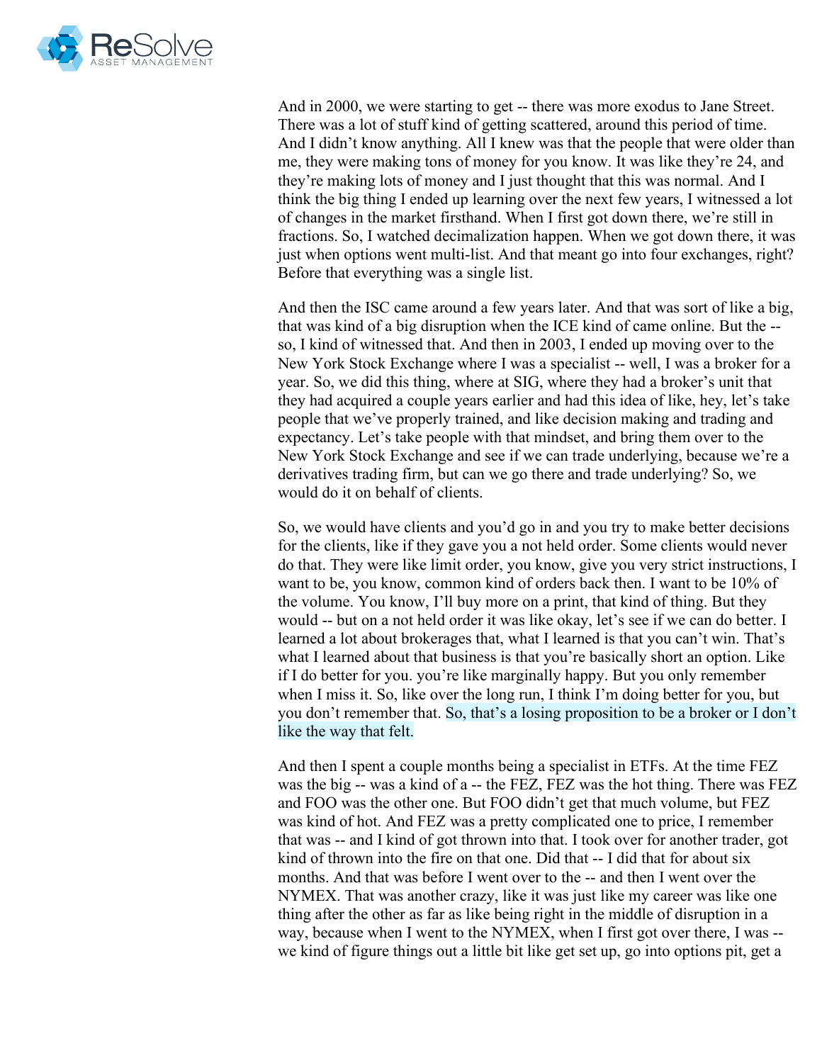And in 2000, we were starting to get -- there was more exodus to Jane Street. There was a lot of stuff kind of getting scattered, around this period of time. And I didn't know anything. All I knew was that the people that were older than me, they were making tons of money for you know. It was like they're 24, and they're making lots of money and I just thought that this was normal. And I think the big thing I ended up learning over the next few years, I witnessed a lot of changes in the market firsthand. When I first got down there, we're still in fractions. So, I watched decimalization happen. When we got down there, it was just when options went multi-list. And that meant go into four exchanges, right? Before that everything was a single list.

And then the ISC came around a few years later. And that was sort of like a big, that was kind of a big disruption when the ICE kind of came online. But the -- so, I kind of witnessed that. And then in 2003, I ended up moving over to the New York Stock Exchange where I was a specialist -- well, I was a broker for a year. So, we did this thing, where at SIG, where they had a broker's unit that they had acquired a couple years earlier and had this idea of like, hey, let's take people that we've properly trained, and like decision making and trading and expectancy. Let's take people with that mindset, and bring them over to the New York Stock Exchange and see if we can trade underlying, because we're a derivatives trading firm, but can we go there and trade underlying? So, we would do it on behalf of clients.

So, we would have clients and you'd go in and you try to make better decisions for the clients, like if they gave you a not held order. Some clients would never do that. They were like limit order, you know, give you very strict instructions, I want to be, you know, common kind of orders back then. I want to be 10% of the volume. You know, I'll buy more on a print, that kind of thing. But they would -- but on a not held order it was like okay, let's see if we can do better. I learned a lot about brokerages that, what I learned is that you can't win. That's what I learned about that business is that you're basically short an option. Like if I do better for you. you're like marginally happy. But you only remember when I miss it. So, like over the long run, I think I'm doing better for you, but you don't remember that. So, that's a losing proposition to be a broker or I don't like the way that felt.

And then I spent a couple months being a specialist in ETFs. At the time FEZ was the big -- was a kind of a -- the FEZ, FEZ was the hot thing. There was FEZ and FOO was the other one. But FOO didn't get that much volume, but FEZ was kind of hot. And FEZ was a pretty complicated one to price, I remember that was -- and I kind of got thrown into that. I took over for another trader, got kind of thrown into the fire on that one. Did that -- I did that for about six months. And that was before I went over to the -- and then I went over the NYMEX. That was another crazy, like it was just like my career was like one thing after the other as far as like being right in the middle of disruption in a way, because when I went to the NYMEX, when I first got over there, I was -- we kind of figure things out a little bit like get set up, go into options pit, get a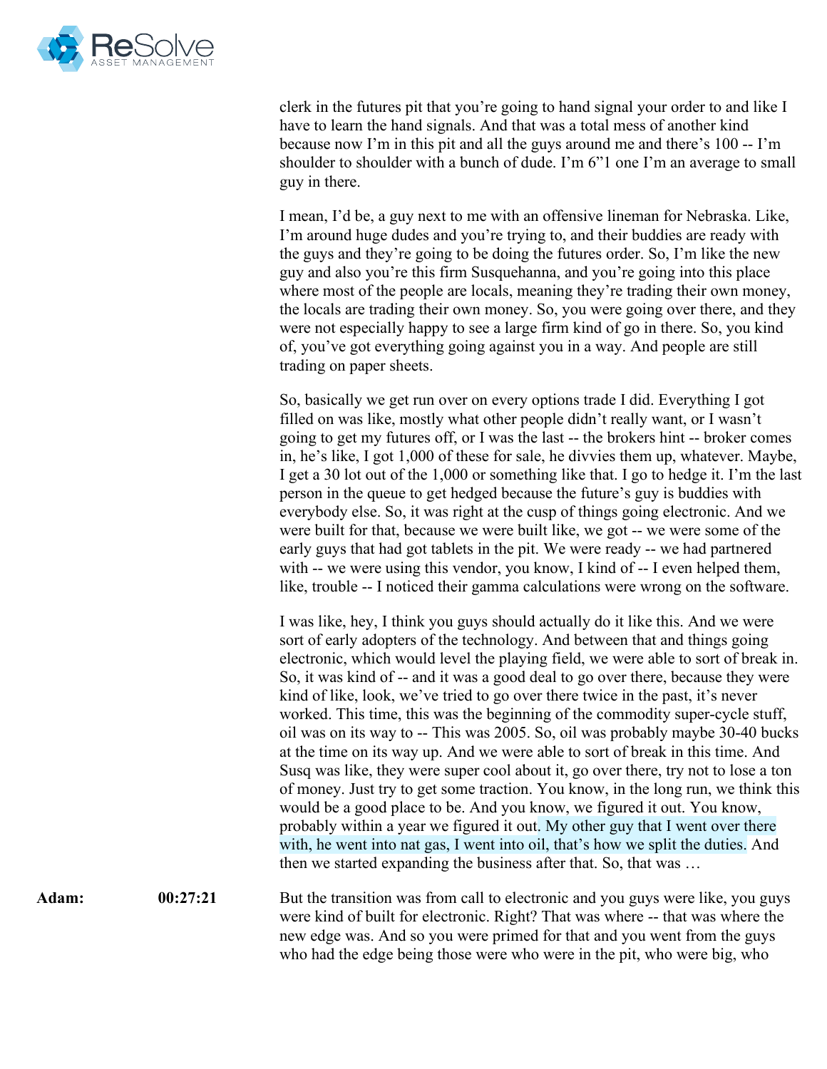clerk in the futures pit that you're going to hand signal your order to and like I have to learn the hand signals. And that was a total mess of another kind because now I'm in this pit and all the guys around me and there's 100 -- I'm shoulder to shoulder with a bunch of dude. I'm 6"1 one I'm an average to small guy in there.

I mean, I'd be, a guy next to me with an offensive lineman for Nebraska. Like, I'm around huge dudes and you're trying to, and their buddies are ready with the guys and they're going to be doing the futures order. So, I'm like the new guy and also you're this firm Susquehanna, and you're going into this place where most of the people are locals, meaning they're trading their own money, the locals are trading their own money. So, you were going over there, and they were not especially happy to see a large firm kind of go in there. So, you kind of, you've got everything going against you in a way. And people are still trading on paper sheets.

So, basically we get run over on every options trade I did. Everything I got filled on was like, mostly what other people didn't really want, or I wasn't going to get my futures off, or I was the last -- the brokers hint -- broker comes in, he's like, I got 1,000 of these for sale, he divvies them up, whatever. Maybe, I get a 30 lot out of the 1,000 or something like that. I go to hedge it. I'm the last person in the queue to get hedged because the future's guy is buddies with everybody else. So, it was right at the cusp of things going electronic. And we were built for that, because we were built like, we got -- we were some of the early guys that had got tablets in the pit. We were ready -- we had partnered with -- we were using this vendor, you know, I kind of -- I even helped them, like, trouble -- I noticed their gamma calculations were wrong on the software.

I was like, hey, I think you guys should actually do it like this. And we were sort of early adopters of the technology. And between that and things going electronic, which would level the playing field, we were able to sort of break in. So, it was kind of -- and it was a good deal to go over there, because they were kind of like, look, we've tried to go over there twice in the past, it's never worked. This time, this was the beginning of the commodity super-cycle stuff, oil was on its way to -- This was 2005. So, oil was probably maybe 30-40 bucks at the time on its way up. And we were able to sort of break in this time. And Susq was like, they were super cool about it, go over there, try not to lose a ton of money. Just try to get some traction. You know, in the long run, we think this would be a good place to be. And you know, we figured it out. You know, probably within a year we figured it out. My other guy that I went over there with, he went into nat gas, I went into oil, that's how we split the duties. And then we started expanding the business after that. So, that was …

**Adam:** 00:27:21 But the transition was from call to electronic and you guys were like, you guys were kind of built for electronic. Right? That was where -- that was where the new edge was. And so you were primed for that and you went from the guys who had the edge being those were who were in the pit, who were big, who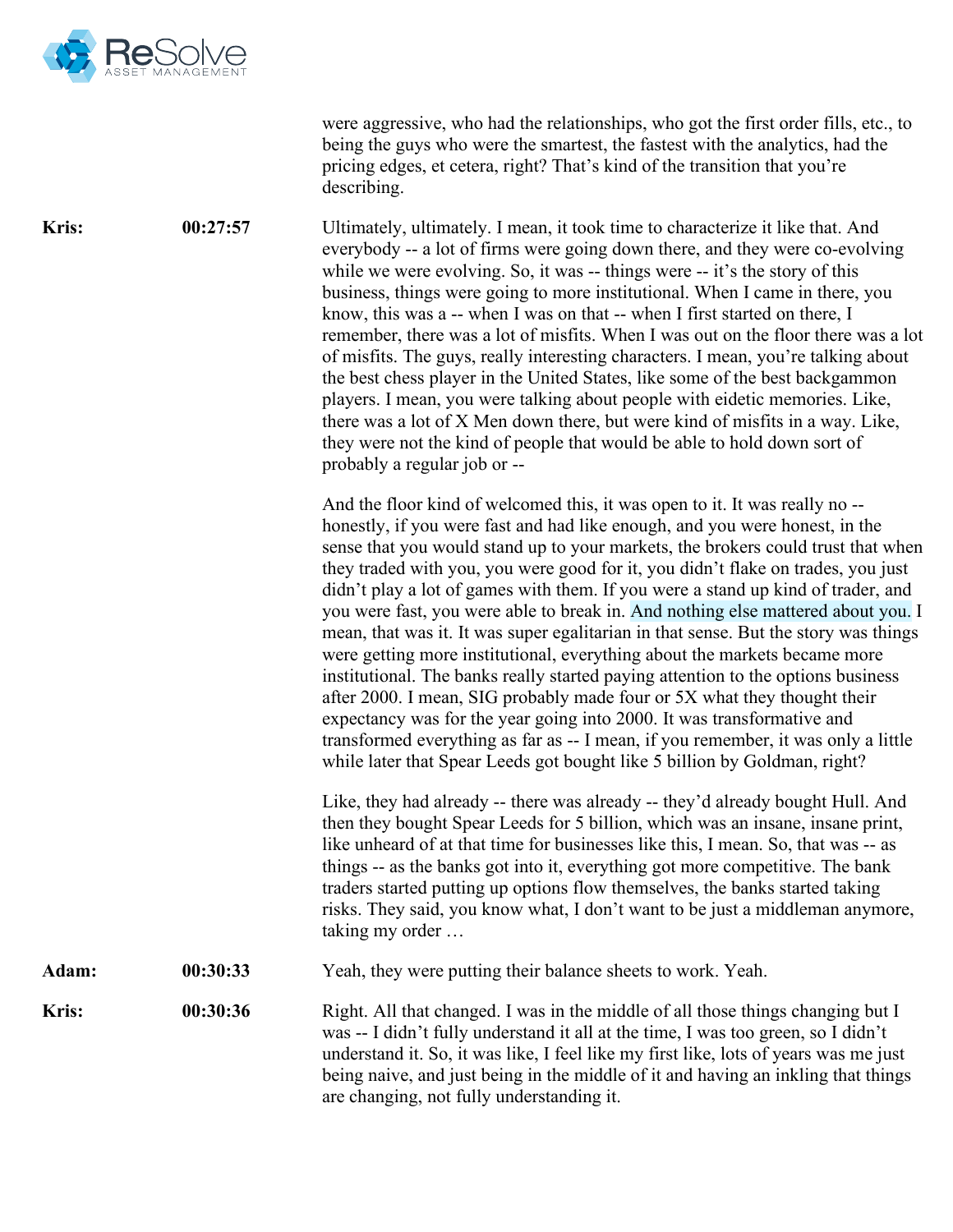were aggressive, who had the relationships, who got the first order fills, etc., to being the guys who were the smartest, the fastest with the analytics, had the pricing edges, et cetera, right? That's kind of the transition that you're describing.

**Kris:** **00:27:57** Ultimately, ultimately. I mean, it took time to characterize it like that. And everybody -- a lot of firms were going down there, and they were co-evolving while we were evolving. So, it was -- things were -- it's the story of this business, things were going to more institutional. When I came in there, you know, this was a -- when I was on that -- when I first started on there, I remember, there was a lot of misfits. When I was out on the floor there was a lot of misfits. The guys, really interesting characters. I mean, you're talking about the best chess player in the United States, like some of the best backgammon players. I mean, you were talking about people with eidetic memories. Like, there was a lot of X Men down there, but were kind of misfits in a way. Like, they were not the kind of people that would be able to hold down sort of probably a regular job or --

And the floor kind of welcomed this, it was open to it. It was really no -- honestly, if you were fast and had like enough, and you were honest, in the sense that you would stand up to your markets, the brokers could trust that when they traded with you, you were good for it, you didn't flake on trades, you just didn't play a lot of games with them. If you were a stand up kind of trader, and you were fast, you were able to break in. And nothing else mattered about you. I mean, that was it. It was super egalitarian in that sense. But the story was things were getting more institutional, everything about the markets became more institutional. The banks really started paying attention to the options business after 2000. I mean, SIG probably made four or 5X what they thought their expectancy was for the year going into 2000. It was transformative and transformed everything as far as -- I mean, if you remember, it was only a little while later that Spear Leeds got bought like 5 billion by Goldman, right?

Like, they had already -- there was already -- they'd already bought Hull. And then they bought Spear Leeds for 5 billion, which was an insane, insane print, like unheard of at that time for businesses like this, I mean. So, that was -- as things -- as the banks got into it, everything got more competitive. The bank traders started putting up options flow themselves, the banks started taking risks. They said, you know what, I don't want to be just a middleman anymore, taking my order …

**Adam:** **00:30:33** Yeah, they were putting their balance sheets to work. Yeah.

**Kris:** **00:30:36** Right. All that changed. I was in the middle of all those things changing but I was -- I didn't fully understand it all at the time, I was too green, so I didn't understand it. So, it was like, I feel like my first like, lots of years was me just being naive, and just being in the middle of it and having an inkling that things are changing, not fully understanding it.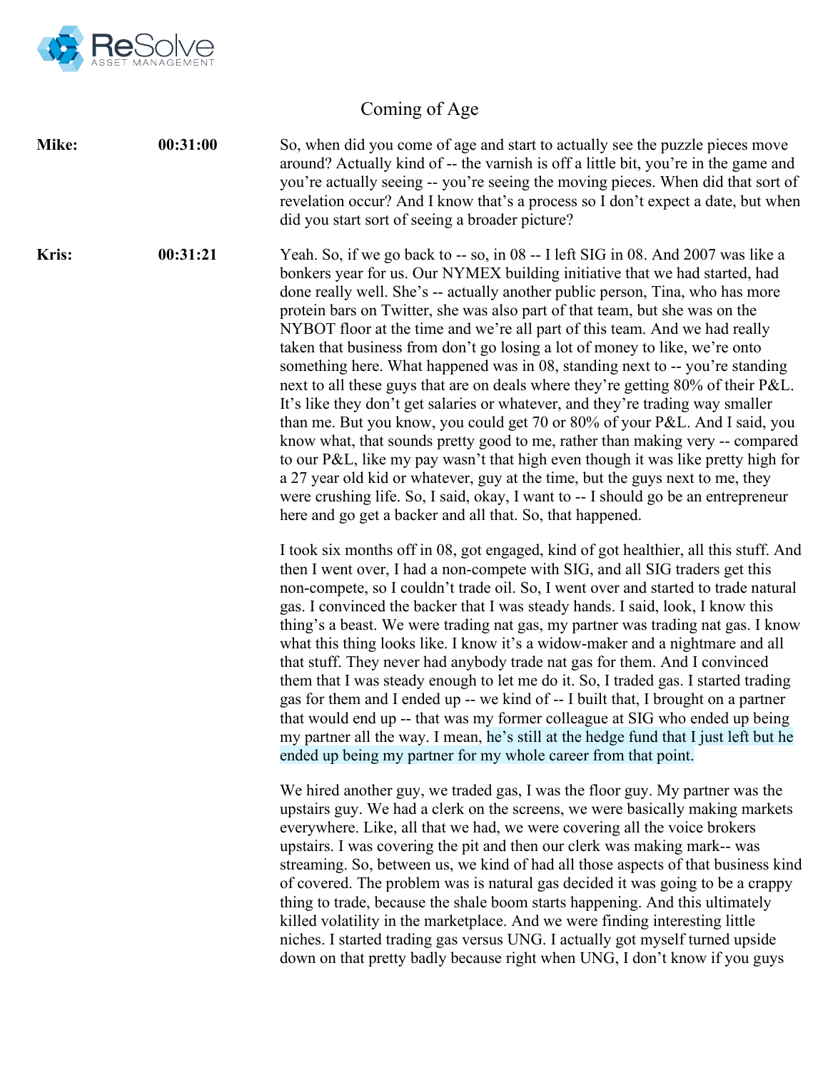## Coming of Age

**Mike:** **00:31:00** So, when did you come of age and start to actually see the puzzle pieces move around? Actually kind of -- the varnish is off a little bit, you're in the game and you're actually seeing -- you're seeing the moving pieces. When did that sort of revelation occur? And I know that's a process so I don't expect a date, but when did you start sort of seeing a broader picture?

**Kris:** **00:31:21** Yeah. So, if we go back to -- so, in 08 -- I left SIG in 08. And 2007 was like a bonkers year for us. Our NYMEX building initiative that we had started, had done really well. She's -- actually another public person, Tina, who has more protein bars on Twitter, she was also part of that team, but she was on the NYBOT floor at the time and we're all part of this team. And we had really taken that business from don't go losing a lot of money to like, we're onto something here. What happened was in 08, standing next to -- you're standing next to all these guys that are on deals where they're getting 80% of their P&L. It's like they don't get salaries or whatever, and they're trading way smaller than me. But you know, you could get 70 or 80% of your P&L. And I said, you know what, that sounds pretty good to me, rather than making very -- compared to our P&L, like my pay wasn't that high even though it was like pretty high for a 27 year old kid or whatever, guy at the time, but the guys next to me, they were crushing life. So, I said, okay, I want to -- I should go be an entrepreneur here and go get a backer and all that. So, that happened.

I took six months off in 08, got engaged, kind of got healthier, all this stuff. And then I went over, I had a non-compete with SIG, and all SIG traders get this non-compete, so I couldn't trade oil. So, I went over and started to trade natural gas. I convinced the backer that I was steady hands. I said, look, I know this thing's a beast. We were trading nat gas, my partner was trading nat gas. I know what this thing looks like. I know it's a widow-maker and a nightmare and all that stuff. They never had anybody trade nat gas for them. And I convinced them that I was steady enough to let me do it. So, I traded gas. I started trading gas for them and I ended up -- we kind of -- I built that, I brought on a partner that would end up -- that was my former colleague at SIG who ended up being my partner all the way. I mean, he's still at the hedge fund that I just left but he ended up being my partner for my whole career from that point.

We hired another guy, we traded gas, I was the floor guy. My partner was the upstairs guy. We had a clerk on the screens, we were basically making markets everywhere. Like, all that we had, we were covering all the voice brokers upstairs. I was covering the pit and then our clerk was making mark-- was streaming. So, between us, we kind of had all those aspects of that business kind of covered. The problem was is natural gas decided it was going to be a crappy thing to trade, because the shale boom starts happening. And this ultimately killed volatility in the marketplace. And we were finding interesting little niches. I started trading gas versus UNG. I actually got myself turned upside down on that pretty badly because right when UNG, I don't know if you guys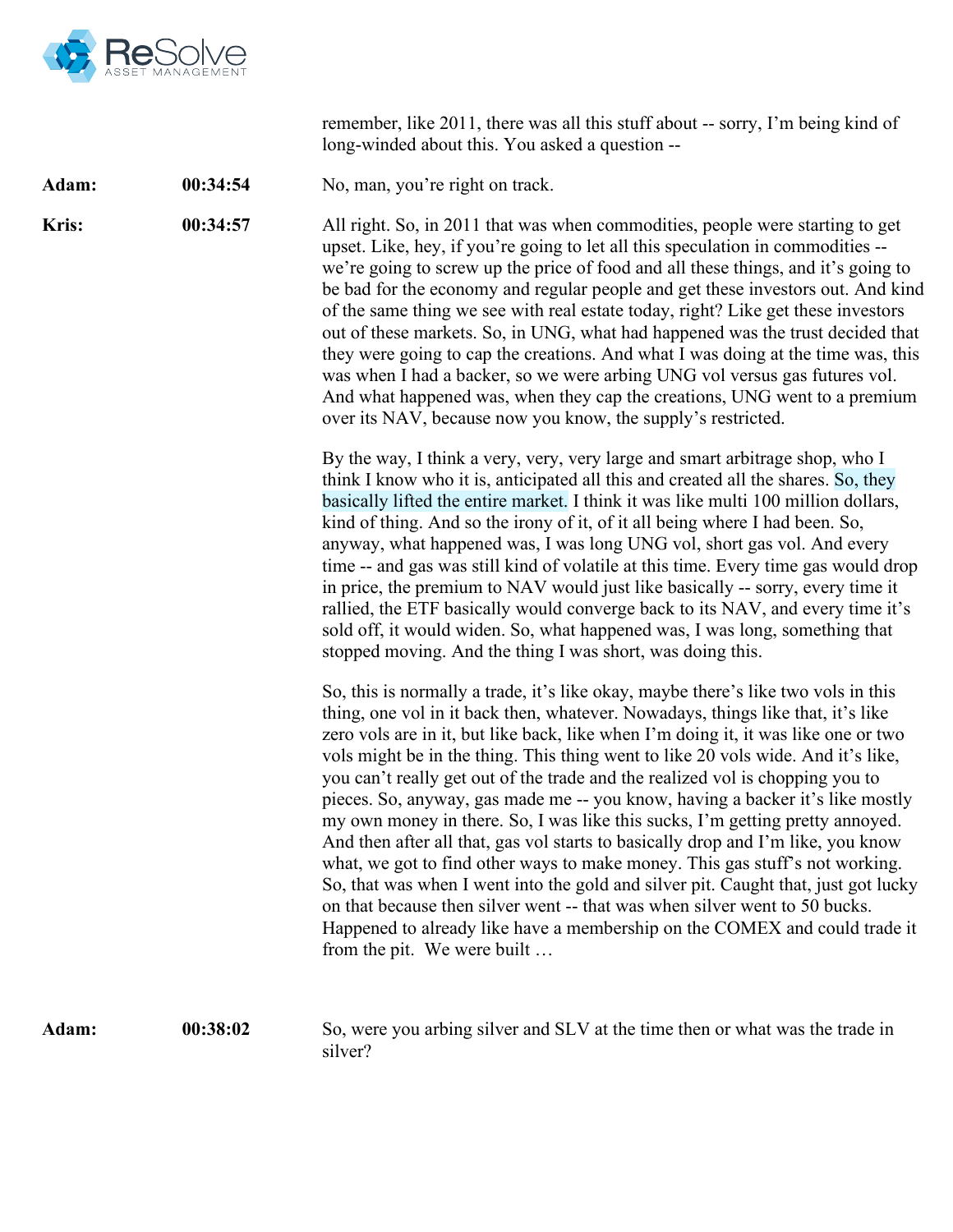remember, like 2011, there was all this stuff about -- sorry, I'm being kind of long-winded about this. You asked a question --

**Adam:** 00:34:54 No, man, you're right on track.

**Kris:** 00:34:57 All right. So, in 2011 that was when commodities, people were starting to get upset. Like, hey, if you're going to let all this speculation in commodities -- we're going to screw up the price of food and all these things, and it's going to be bad for the economy and regular people and get these investors out. And kind of the same thing we see with real estate today, right? Like get these investors out of these markets. So, in UNG, what had happened was the trust decided that they were going to cap the creations. And what I was doing at the time was, this was when I had a backer, so we were arbing UNG vol versus gas futures vol. And what happened was, when they cap the creations, UNG went to a premium over its NAV, because now you know, the supply's restricted.

By the way, I think a very, very, very large and smart arbitrage shop, who I think I know who it is, anticipated all this and created all the shares. So, they basically lifted the entire market. I think it was like multi 100 million dollars, kind of thing. And so the irony of it, of it all being where I had been. So, anyway, what happened was, I was long UNG vol, short gas vol. And every time -- and gas was still kind of volatile at this time. Every time gas would drop in price, the premium to NAV would just like basically -- sorry, every time it rallied, the ETF basically would converge back to its NAV, and every time it's sold off, it would widen. So, what happened was, I was long, something that stopped moving. And the thing I was short, was doing this.

So, this is normally a trade, it's like okay, maybe there's like two vols in this thing, one vol in it back then, whatever. Nowadays, things like that, it's like zero vols are in it, but like back, like when I'm doing it, it was like one or two vols might be in the thing. This thing went to like 20 vols wide. And it's like, you can't really get out of the trade and the realized vol is chopping you to pieces. So, anyway, gas made me -- you know, having a backer it's like mostly my own money in there. So, I was like this sucks, I'm getting pretty annoyed. And then after all that, gas vol starts to basically drop and I'm like, you know what, we got to find other ways to make money. This gas stuff's not working. So, that was when I went into the gold and silver pit. Caught that, just got lucky on that because then silver went -- that was when silver went to 50 bucks. Happened to already like have a membership on the COMEX and could trade it from the pit. We were built …

**Adam:** 00:38:02 So, were you arbing silver and SLV at the time then or what was the trade in silver?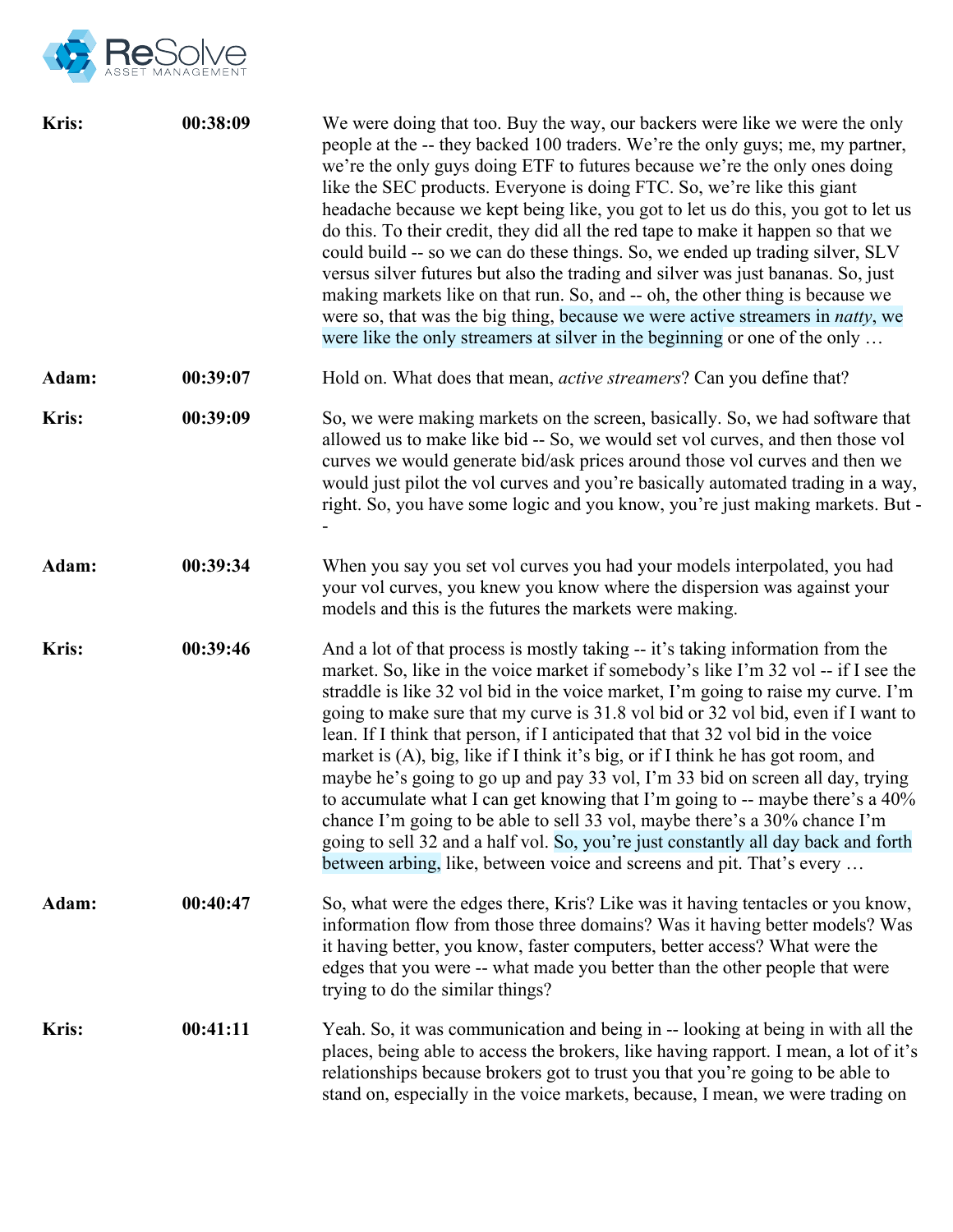| | | |
|---|---|---|
| **Kris:** | **00:38:09** | We were doing that too. Buy the way, our backers were like we were the only people at the -- they backed 100 traders. We're the only guys; me, my partner, we're the only guys doing ETF to futures because we're the only ones doing like the SEC products. Everyone is doing FTC. So, we're like this giant headache because we kept being like, you got to let us do this, you got to let us do this. To their credit, they did all the red tape to make it happen so that we could build -- so we can do these things. So, we ended up trading silver, SLV versus silver futures but also the trading and silver was just bananas. So, just making markets like on that run. So, and -- oh, the other thing is because we were so, that was the big thing, because we were active streamers in *natty*, we were like the only streamers at silver in the beginning or one of the only … |
| **Adam:** | **00:39:07** | Hold on. What does that mean, *active streamers*? Can you define that? |
| **Kris:** | **00:39:09** | So, we were making markets on the screen, basically. So, we had software that allowed us to make like bid -- So, we would set vol curves, and then those vol curves we would generate bid/ask prices around those vol curves and then we would just pilot the vol curves and you're basically automated trading in a way, right. So, you have some logic and you know, you're just making markets. But -- |
| **Adam:** | **00:39:34** | When you say you set vol curves you had your models interpolated, you had your vol curves, you knew you know where the dispersion was against your models and this is the futures the markets were making. |
| **Kris:** | **00:39:46** | And a lot of that process is mostly taking -- it's taking information from the market. So, like in the voice market if somebody's like I'm 32 vol -- if I see the straddle is like 32 vol bid in the voice market, I'm going to raise my curve. I'm going to make sure that my curve is 31.8 vol bid or 32 vol bid, even if I want to lean. If I think that person, if I anticipated that that 32 vol bid in the voice market is (A), big, like if I think it's big, or if I think he has got room, and maybe he's going to go up and pay 33 vol, I'm 33 bid on screen all day, trying to accumulate what I can get knowing that I'm going to -- maybe there's a 40% chance I'm going to be able to sell 33 vol, maybe there's a 30% chance I'm going to sell 32 and a half vol. So, you're just constantly all day back and forth between arbing, like, between voice and screens and pit. That's every … |
| **Adam:** | **00:40:47** | So, what were the edges there, Kris? Like was it having tentacles or you know, information flow from those three domains? Was it having better models? Was it having better, you know, faster computers, better access? What were the edges that you were -- what made you better than the other people that were trying to do the similar things? |
| **Kris:** | **00:41:11** | Yeah. So, it was communication and being in -- looking at being in with all the places, being able to access the brokers, like having rapport. I mean, a lot of it's relationships because brokers got to trust you that you're going to be able to stand on, especially in the voice markets, because, I mean, we were trading on |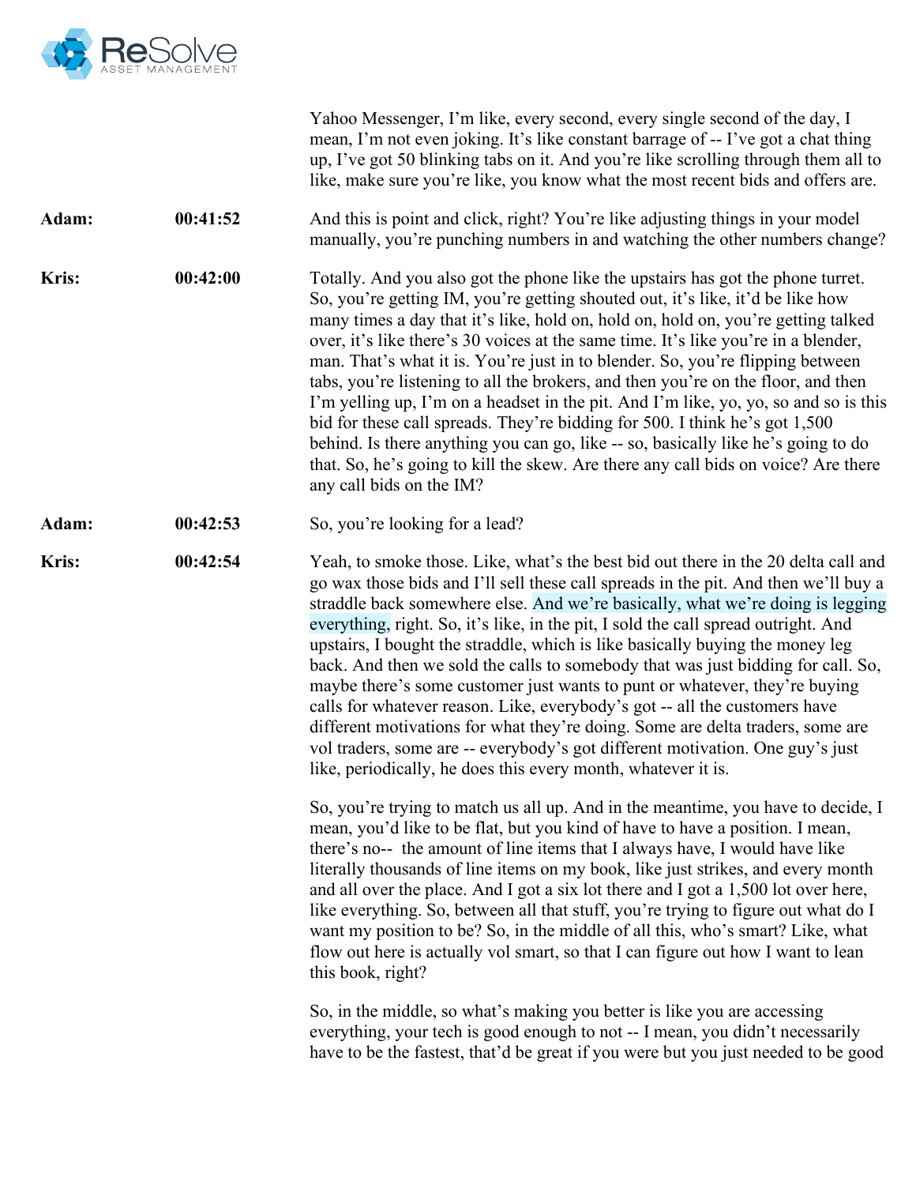Yahoo Messenger, I'm like, every second, every single second of the day, I mean, I'm not even joking. It's like constant barrage of -- I've got a chat thing up, I've got 50 blinking tabs on it. And you're like scrolling through them all to like, make sure you're like, you know what the most recent bids and offers are.

**Adam:** **00:41:52** And this is point and click, right? You're like adjusting things in your model manually, you're punching numbers in and watching the other numbers change?

**Kris:** **00:42:00** Totally. And you also got the phone like the upstairs has got the phone turret. So, you're getting IM, you're getting shouted out, it's like, it'd be like how many times a day that it's like, hold on, hold on, hold on, you're getting talked over, it's like there's 30 voices at the same time. It's like you're in a blender, man. That's what it is. You're just in to blender. So, you're flipping between tabs, you're listening to all the brokers, and then you're on the floor, and then I'm yelling up, I'm on a headset in the pit. And I'm like, yo, yo, so and so is this bid for these call spreads. They're bidding for 500. I think he's got 1,500 behind. Is there anything you can go, like -- so, basically like he's going to do that. So, he's going to kill the skew. Are there any call bids on voice? Are there any call bids on the IM?

**Adam:** **00:42:53** So, you're looking for a lead?

**Kris:** **00:42:54** Yeah, to smoke those. Like, what's the best bid out there in the 20 delta call and go wax those bids and I'll sell these call spreads in the pit. And then we'll buy a straddle back somewhere else. And we're basically, what we're doing is legging everything, right. So, it's like, in the pit, I sold the call spread outright. And upstairs, I bought the straddle, which is like basically buying the money leg back. And then we sold the calls to somebody that was just bidding for call. So, maybe there's some customer just wants to punt or whatever, they're buying calls for whatever reason. Like, everybody's got -- all the customers have different motivations for what they're doing. Some are delta traders, some are vol traders, some are -- everybody's got different motivation. One guy's just like, periodically, he does this every month, whatever it is.

So, you're trying to match us all up. And in the meantime, you have to decide, I mean, you'd like to be flat, but you kind of have to have a position. I mean, there's no-- the amount of line items that I always have, I would have like literally thousands of line items on my book, like just strikes, and every month and all over the place. And I got a six lot there and I got a 1,500 lot over here, like everything. So, between all that stuff, you're trying to figure out what do I want my position to be? So, in the middle of all this, who's smart? Like, what flow out here is actually vol smart, so that I can figure out how I want to lean this book, right?

So, in the middle, so what's making you better is like you are accessing everything, your tech is good enough to not -- I mean, you didn't necessarily have to be the fastest, that'd be great if you were but you just needed to be good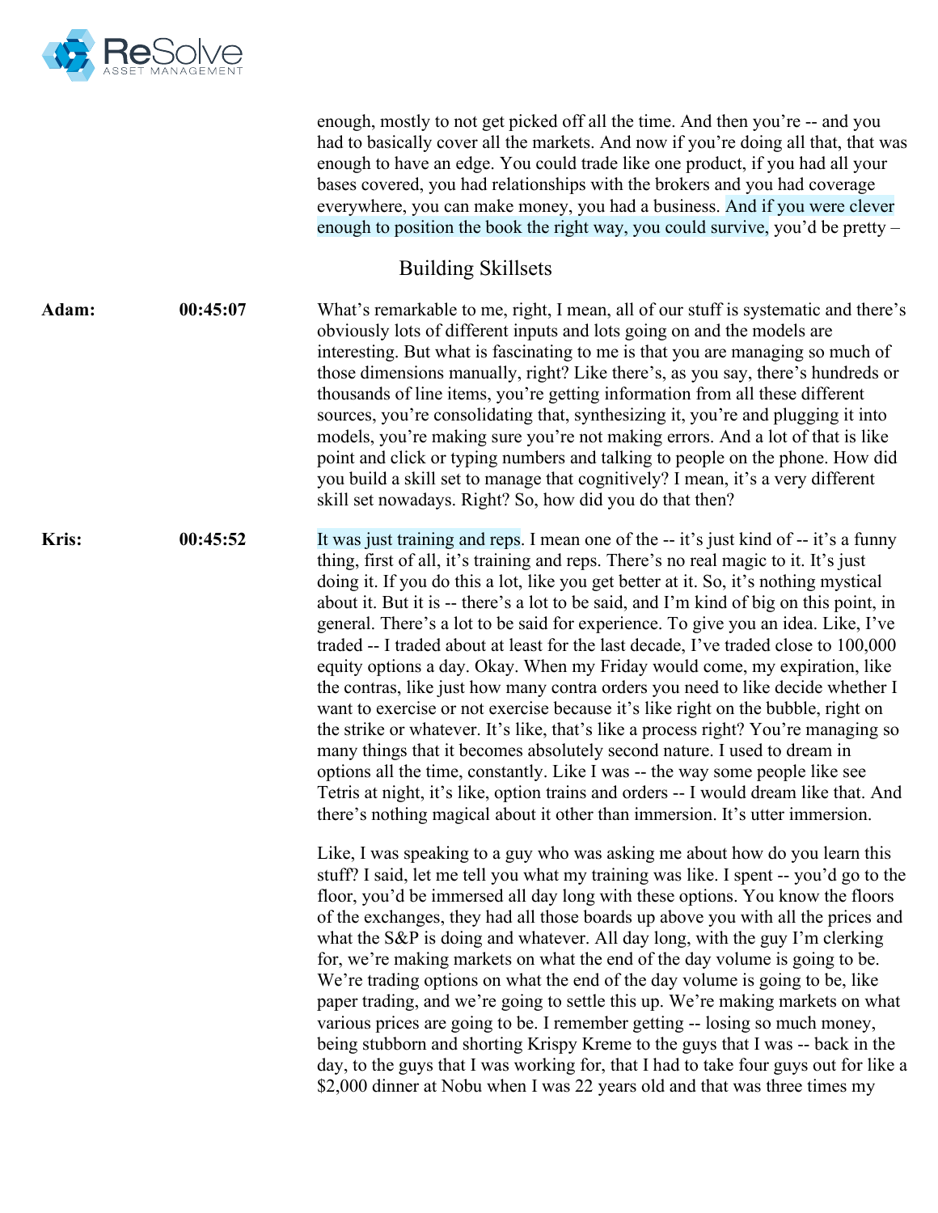enough, mostly to not get picked off all the time. And then you're -- and you had to basically cover all the markets. And now if you're doing all that, that was enough to have an edge. You could trade like one product, if you had all your bases covered, you had relationships with the brokers and you had coverage everywhere, you can make money, you had a business. And if you were clever enough to position the book the right way, you could survive, you'd be pretty –

## Building Skillsets

**Adam:** 00:45:07

What's remarkable to me, right, I mean, all of our stuff is systematic and there's obviously lots of different inputs and lots going on and the models are interesting. But what is fascinating to me is that you are managing so much of those dimensions manually, right? Like there's, as you say, there's hundreds or thousands of line items, you're getting information from all these different sources, you're consolidating that, synthesizing it, you're and plugging it into models, you're making sure you're not making errors. And a lot of that is like point and click or typing numbers and talking to people on the phone. How did you build a skill set to manage that cognitively? I mean, it's a very different skill set nowadays. Right? So, how did you do that then?

**Kris:** 00:45:52

It was just training and reps. I mean one of the -- it's just kind of -- it's a funny thing, first of all, it's training and reps. There's no real magic to it. It's just doing it. If you do this a lot, like you get better at it. So, it's nothing mystical about it. But it is -- there's a lot to be said, and I'm kind of big on this point, in general. There's a lot to be said for experience. To give you an idea. Like, I've traded -- I traded about at least for the last decade, I've traded close to 100,000 equity options a day. Okay. When my Friday would come, my expiration, like the contras, like just how many contra orders you need to like decide whether I want to exercise or not exercise because it's like right on the bubble, right on the strike or whatever. It's like, that's like a process right? You're managing so many things that it becomes absolutely second nature. I used to dream in options all the time, constantly. Like I was -- the way some people like see Tetris at night, it's like, option trains and orders -- I would dream like that. And there's nothing magical about it other than immersion. It's utter immersion.

Like, I was speaking to a guy who was asking me about how do you learn this stuff? I said, let me tell you what my training was like. I spent -- you'd go to the floor, you'd be immersed all day long with these options. You know the floors of the exchanges, they had all those boards up above you with all the prices and what the S&P is doing and whatever. All day long, with the guy I'm clerking for, we're making markets on what the end of the day volume is going to be. We're trading options on what the end of the day volume is going to be, like paper trading, and we're going to settle this up. We're making markets on what various prices are going to be. I remember getting -- losing so much money, being stubborn and shorting Krispy Kreme to the guys that I was -- back in the day, to the guys that I was working for, that I had to take four guys out for like a $2,000 dinner at Nobu when I was 22 years old and that was three times my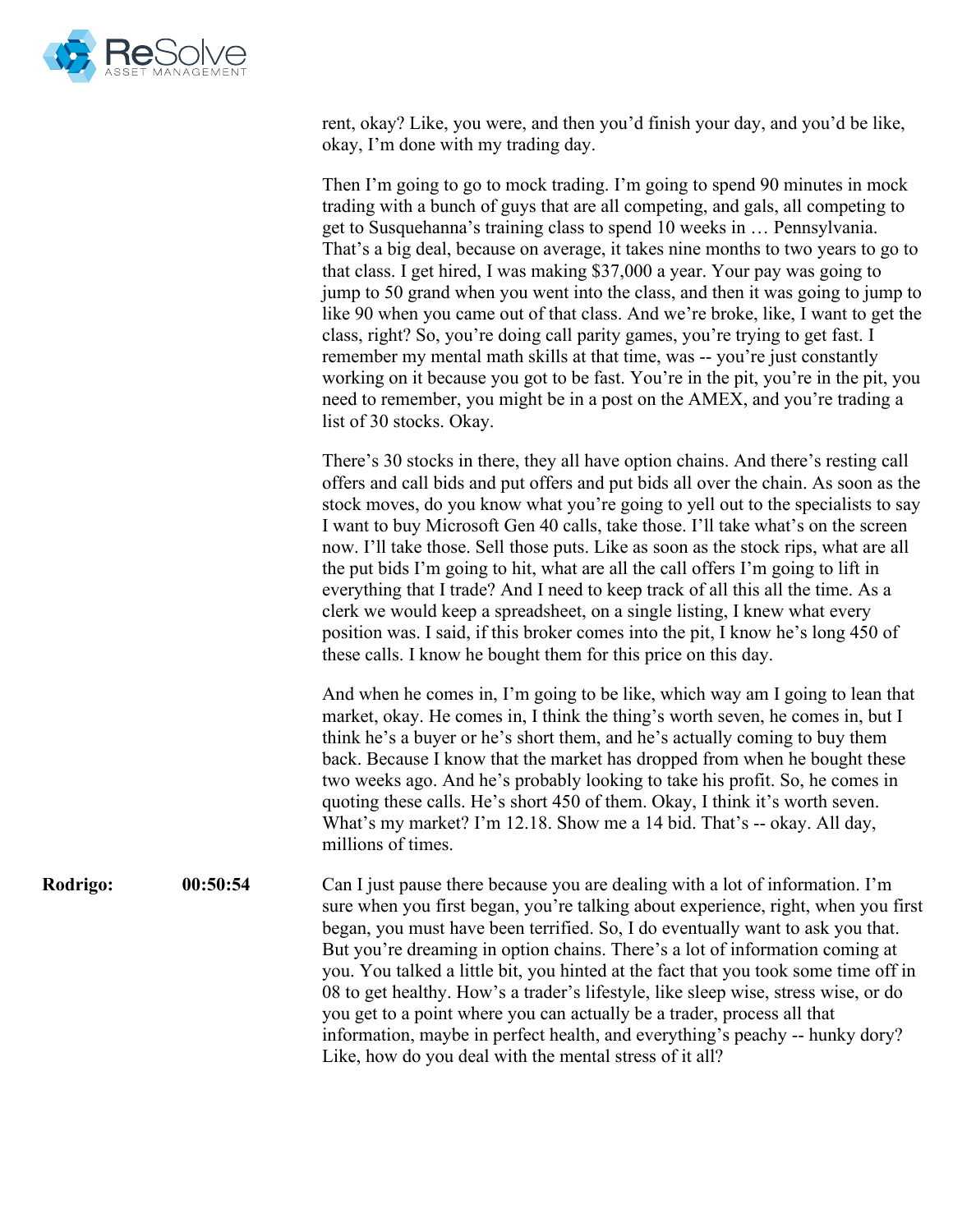rent, okay? Like, you were, and then you'd finish your day, and you'd be like, okay, I'm done with my trading day.

Then I'm going to go to mock trading. I'm going to spend 90 minutes in mock trading with a bunch of guys that are all competing, and gals, all competing to get to Susquehanna's training class to spend 10 weeks in … Pennsylvania. That's a big deal, because on average, it takes nine months to two years to go to that class. I get hired, I was making $37,000 a year. Your pay was going to jump to 50 grand when you went into the class, and then it was going to jump to like 90 when you came out of that class. And we're broke, like, I want to get the class, right? So, you're doing call parity games, you're trying to get fast. I remember my mental math skills at that time, was -- you're just constantly working on it because you got to be fast. You're in the pit, you're in the pit, you need to remember, you might be in a post on the AMEX, and you're trading a list of 30 stocks. Okay.

There's 30 stocks in there, they all have option chains. And there's resting call offers and call bids and put offers and put bids all over the chain. As soon as the stock moves, do you know what you're going to yell out to the specialists to say I want to buy Microsoft Gen 40 calls, take those. I'll take what's on the screen now. I'll take those. Sell those puts. Like as soon as the stock rips, what are all the put bids I'm going to hit, what are all the call offers I'm going to lift in everything that I trade? And I need to keep track of all this all the time. As a clerk we would keep a spreadsheet, on a single listing, I knew what every position was. I said, if this broker comes into the pit, I know he's long 450 of these calls. I know he bought them for this price on this day.

And when he comes in, I'm going to be like, which way am I going to lean that market, okay. He comes in, I think the thing's worth seven, he comes in, but I think he's a buyer or he's short them, and he's actually coming to buy them back. Because I know that the market has dropped from when he bought these two weeks ago. And he's probably looking to take his profit. So, he comes in quoting these calls. He's short 450 of them. Okay, I think it's worth seven. What's my market? I'm 12.18. Show me a 14 bid. That's -- okay. All day, millions of times.

**Rodrigo:** 00:50:54

Can I just pause there because you are dealing with a lot of information. I'm sure when you first began, you're talking about experience, right, when you first began, you must have been terrified. So, I do eventually want to ask you that. But you're dreaming in option chains. There's a lot of information coming at you. You talked a little bit, you hinted at the fact that you took some time off in 08 to get healthy. How's a trader's lifestyle, like sleep wise, stress wise, or do you get to a point where you can actually be a trader, process all that information, maybe in perfect health, and everything's peachy -- hunky dory? Like, how do you deal with the mental stress of it all?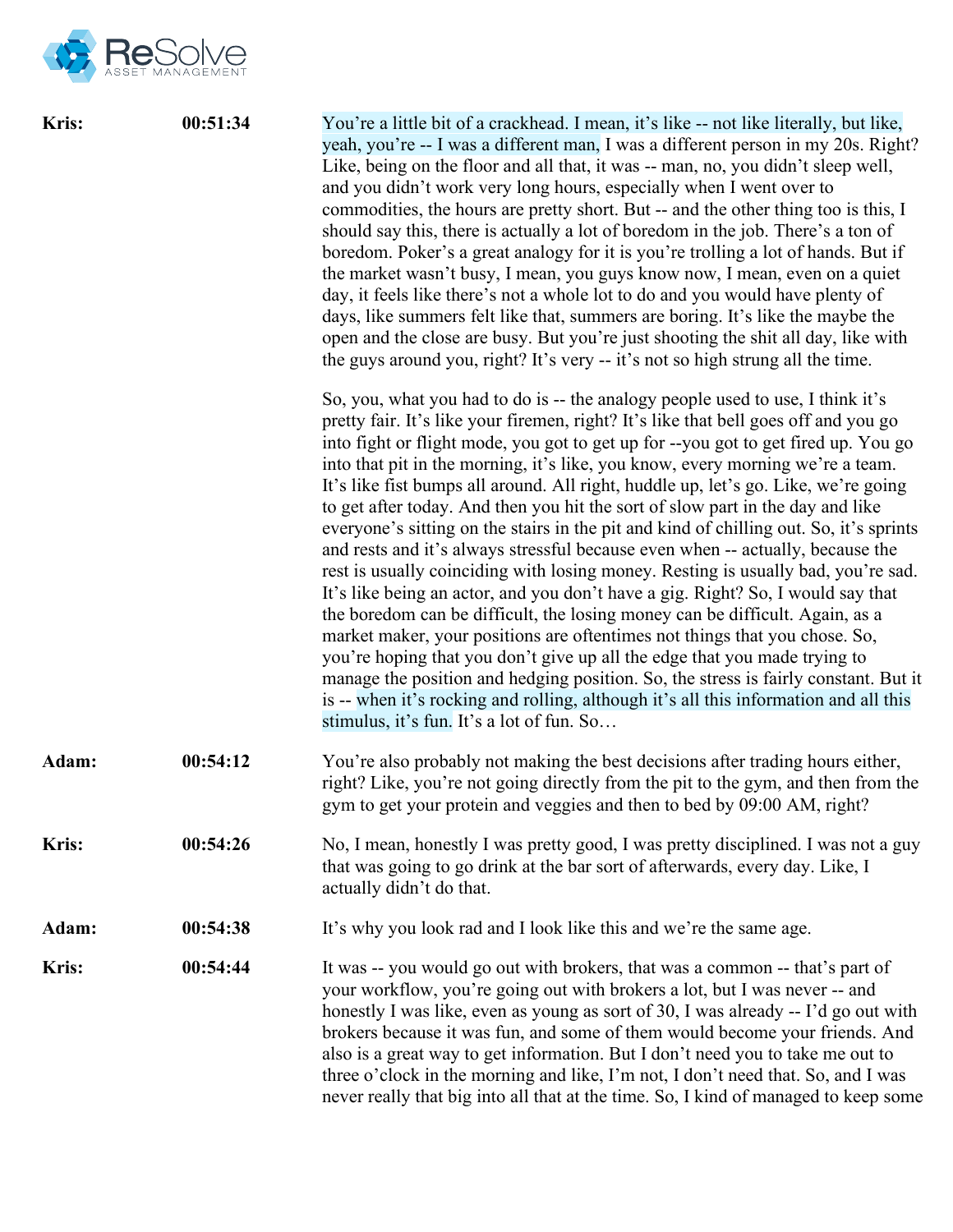**Kris:** 00:51:34

You're a little bit of a crackhead. I mean, it's like -- not like literally, but like, yeah, you're -- I was a different man, I was a different person in my 20s. Right? Like, being on the floor and all that, it was -- man, no, you didn't sleep well, and you didn't work very long hours, especially when I went over to commodities, the hours are pretty short. But -- and the other thing too is this, I should say this, there is actually a lot of boredom in the job. There's a ton of boredom. Poker's a great analogy for it is you're trolling a lot of hands. But if the market wasn't busy, I mean, you guys know now, I mean, even on a quiet day, it feels like there's not a whole lot to do and you would have plenty of days, like summers felt like that, summers are boring. It's like the maybe the open and the close are busy. But you're just shooting the shit all day, like with the guys around you, right? It's very -- it's not so high strung all the time.

So, you, what you had to do is -- the analogy people used to use, I think it's pretty fair. It's like your firemen, right? It's like that bell goes off and you go into fight or flight mode, you got to get up for --you got to get fired up. You go into that pit in the morning, it's like, you know, every morning we're a team. It's like fist bumps all around. All right, huddle up, let's go. Like, we're going to get after today. And then you hit the sort of slow part in the day and like everyone's sitting on the stairs in the pit and kind of chilling out. So, it's sprints and rests and it's always stressful because even when -- actually, because the rest is usually coinciding with losing money. Resting is usually bad, you're sad. It's like being an actor, and you don't have a gig. Right? So, I would say that the boredom can be difficult, the losing money can be difficult. Again, as a market maker, your positions are oftentimes not things that you chose. So, you're hoping that you don't give up all the edge that you made trying to manage the position and hedging position. So, the stress is fairly constant. But it is -- when it's rocking and rolling, although it's all this information and all this stimulus, it's fun. It's a lot of fun. So…

**Adam:** 00:54:12

You're also probably not making the best decisions after trading hours either, right? Like, you're not going directly from the pit to the gym, and then from the gym to get your protein and veggies and then to bed by 09:00 AM, right?

**Kris:** 00:54:26

No, I mean, honestly I was pretty good, I was pretty disciplined. I was not a guy that was going to go drink at the bar sort of afterwards, every day. Like, I actually didn't do that.

**Adam:** 00:54:38

It's why you look rad and I look like this and we're the same age.

**Kris:** 00:54:44

It was -- you would go out with brokers, that was a common -- that's part of your workflow, you're going out with brokers a lot, but I was never -- and honestly I was like, even as young as sort of 30, I was already -- I'd go out with brokers because it was fun, and some of them would become your friends. And also is a great way to get information. But I don't need you to take me out to three o'clock in the morning and like, I'm not, I don't need that. So, and I was never really that big into all that at the time. So, I kind of managed to keep some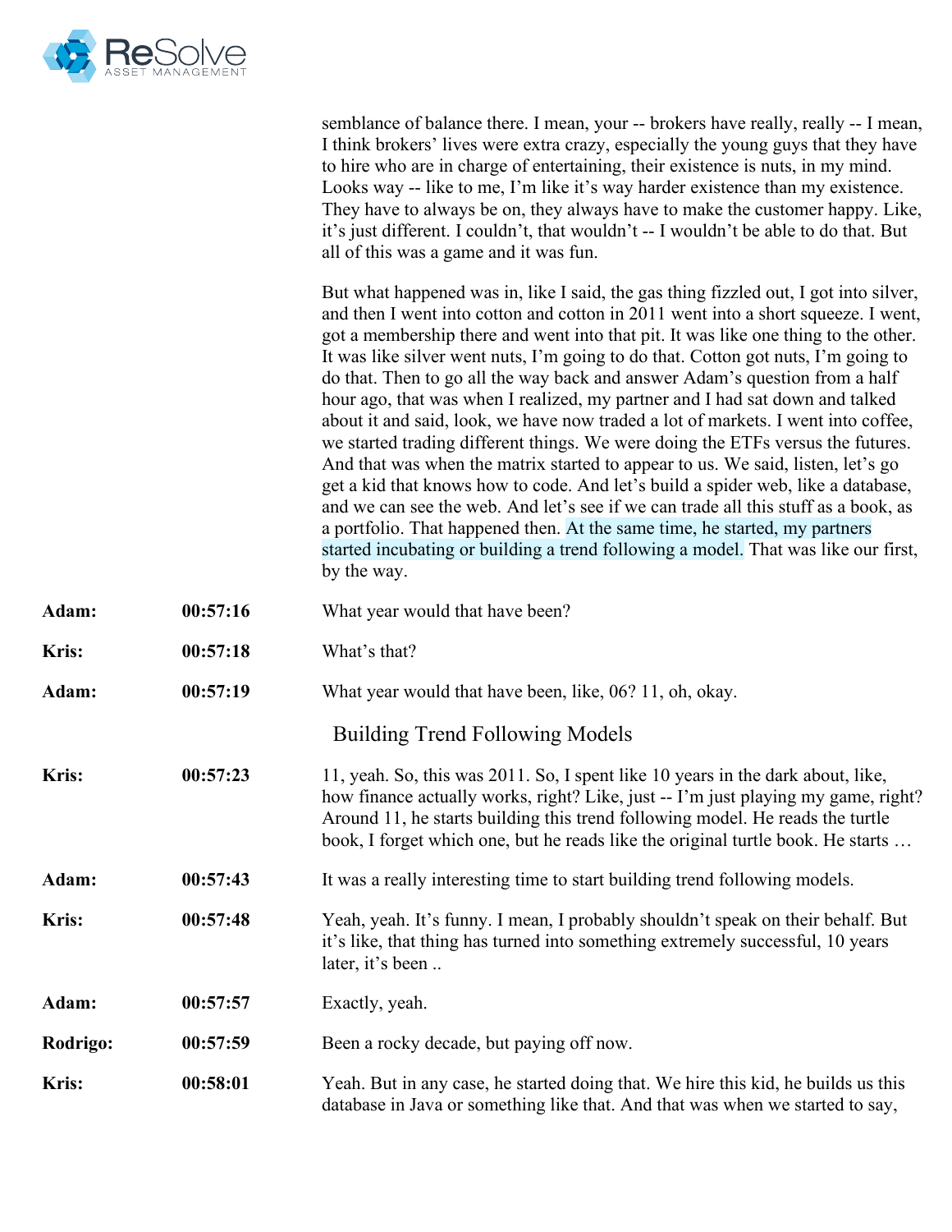semblance of balance there. I mean, your -- brokers have really, really -- I mean, I think brokers' lives were extra crazy, especially the young guys that they have to hire who are in charge of entertaining, their existence is nuts, in my mind. Looks way -- like to me, I'm like it's way harder existence than my existence. They have to always be on, they always have to make the customer happy. Like, it's just different. I couldn't, that wouldn't -- I wouldn't be able to do that. But all of this was a game and it was fun.

But what happened was in, like I said, the gas thing fizzled out, I got into silver, and then I went into cotton and cotton in 2011 went into a short squeeze. I went, got a membership there and went into that pit. It was like one thing to the other. It was like silver went nuts, I'm going to do that. Cotton got nuts, I'm going to do that. Then to go all the way back and answer Adam's question from a half hour ago, that was when I realized, my partner and I had sat down and talked about it and said, look, we have now traded a lot of markets. I went into coffee, we started trading different things. We were doing the ETFs versus the futures. And that was when the matrix started to appear to us. We said, listen, let's go get a kid that knows how to code. And let's build a spider web, like a database, and we can see the web. And let's see if we can trade all this stuff as a book, as a portfolio. That happened then. At the same time, he started, my partners started incubating or building a trend following a model. That was like our first, by the way.

**Adam:** 00:57:16 What year would that have been?

**Kris:** 00:57:18 What's that?

**Adam:** 00:57:19 What year would that have been, like, 06? 11, oh, okay.

## Building Trend Following Models

**Kris:** 00:57:23 11, yeah. So, this was 2011. So, I spent like 10 years in the dark about, like, how finance actually works, right? Like, just -- I'm just playing my game, right? Around 11, he starts building this trend following model. He reads the turtle book, I forget which one, but he reads like the original turtle book. He starts …

**Adam:** 00:57:43 It was a really interesting time to start building trend following models.

**Kris:** 00:57:48 Yeah, yeah. It's funny. I mean, I probably shouldn't speak on their behalf. But it's like, that thing has turned into something extremely successful, 10 years later, it's been ..

**Adam:** 00:57:57 Exactly, yeah.

**Rodrigo:** 00:57:59 Been a rocky decade, but paying off now.

**Kris:** 00:58:01 Yeah. But in any case, he started doing that. We hire this kid, he builds us this database in Java or something like that. And that was when we started to say,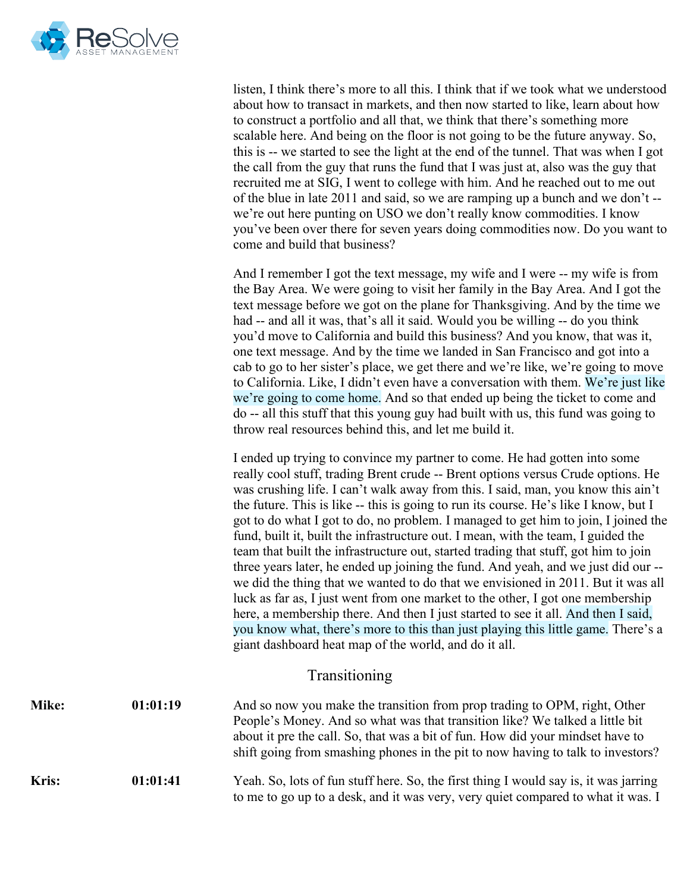listen, I think there's more to all this. I think that if we took what we understood about how to transact in markets, and then now started to like, learn about how to construct a portfolio and all that, we think that there's something more scalable here. And being on the floor is not going to be the future anyway. So, this is -- we started to see the light at the end of the tunnel. That was when I got the call from the guy that runs the fund that I was just at, also was the guy that recruited me at SIG, I went to college with him. And he reached out to me out of the blue in late 2011 and said, so we are ramping up a bunch and we don't -- we're out here punting on USO we don't really know commodities. I know you've been over there for seven years doing commodities now. Do you want to come and build that business?

And I remember I got the text message, my wife and I were -- my wife is from the Bay Area. We were going to visit her family in the Bay Area. And I got the text message before we got on the plane for Thanksgiving. And by the time we had -- and all it was, that's all it said. Would you be willing -- do you think you'd move to California and build this business? And you know, that was it, one text message. And by the time we landed in San Francisco and got into a cab to go to her sister's place, we get there and we're like, we're going to move to California. Like, I didn't even have a conversation with them. We're just like we're going to come home. And so that ended up being the ticket to come and do -- all this stuff that this young guy had built with us, this fund was going to throw real resources behind this, and let me build it.

I ended up trying to convince my partner to come. He had gotten into some really cool stuff, trading Brent crude -- Brent options versus Crude options. He was crushing life. I can't walk away from this. I said, man, you know this ain't the future. This is like -- this is going to run its course. He's like I know, but I got to do what I got to do, no problem. I managed to get him to join, I joined the fund, built it, built the infrastructure out. I mean, with the team, I guided the team that built the infrastructure out, started trading that stuff, got him to join three years later, he ended up joining the fund. And yeah, and we just did our -- we did the thing that we wanted to do that we envisioned in 2011. But it was all luck as far as, I just went from one market to the other, I got one membership here, a membership there. And then I just started to see it all. And then I said, you know what, there's more to this than just playing this little game. There's a giant dashboard heat map of the world, and do it all.

## Transitioning

**Mike:** 01:01:19 — And so now you make the transition from prop trading to OPM, right, Other People's Money. And so what was that transition like? We talked a little bit about it pre the call. So, that was a bit of fun. How did your mindset have to shift going from smashing phones in the pit to now having to talk to investors?

**Kris:** 01:01:41 — Yeah. So, lots of fun stuff here. So, the first thing I would say is, it was jarring to me to go up to a desk, and it was very, very quiet compared to what it was. I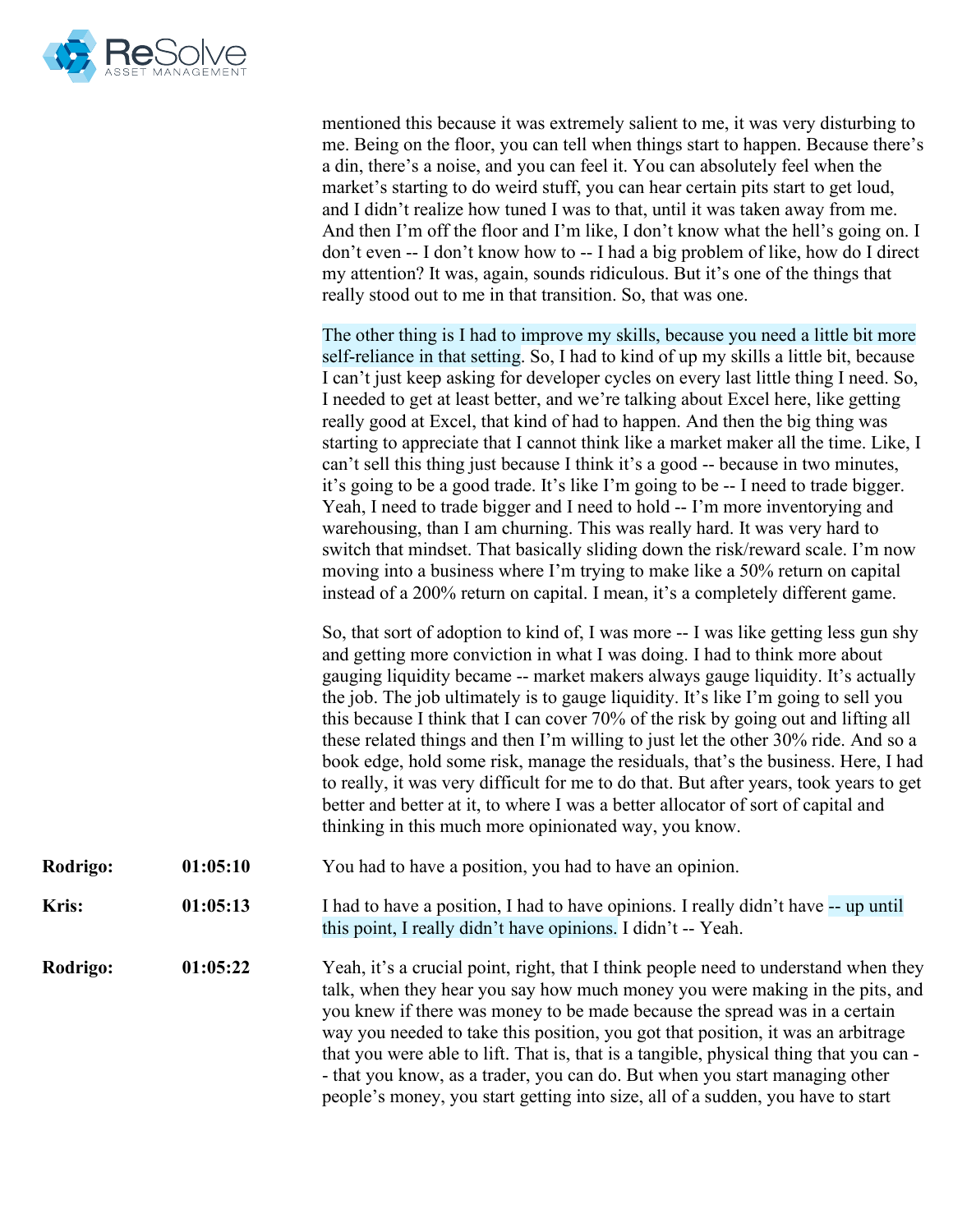mentioned this because it was extremely salient to me, it was very disturbing to me. Being on the floor, you can tell when things start to happen. Because there's a din, there's a noise, and you can feel it. You can absolutely feel when the market's starting to do weird stuff, you can hear certain pits start to get loud, and I didn't realize how tuned I was to that, until it was taken away from me. And then I'm off the floor and I'm like, I don't know what the hell's going on. I don't even -- I don't know how to -- I had a big problem of like, how do I direct my attention? It was, again, sounds ridiculous. But it's one of the things that really stood out to me in that transition. So, that was one.

The other thing is I had to improve my skills, because you need a little bit more self-reliance in that setting. So, I had to kind of up my skills a little bit, because I can't just keep asking for developer cycles on every last little thing I need. So, I needed to get at least better, and we're talking about Excel here, like getting really good at Excel, that kind of had to happen. And then the big thing was starting to appreciate that I cannot think like a market maker all the time. Like, I can't sell this thing just because I think it's a good -- because in two minutes, it's going to be a good trade. It's like I'm going to be -- I need to trade bigger. Yeah, I need to trade bigger and I need to hold -- I'm more inventorying and warehousing, than I am churning. This was really hard. It was very hard to switch that mindset. That basically sliding down the risk/reward scale. I'm now moving into a business where I'm trying to make like a 50% return on capital instead of a 200% return on capital. I mean, it's a completely different game.

So, that sort of adoption to kind of, I was more -- I was like getting less gun shy and getting more conviction in what I was doing. I had to think more about gauging liquidity became -- market makers always gauge liquidity. It's actually the job. The job ultimately is to gauge liquidity. It's like I'm going to sell you this because I think that I can cover 70% of the risk by going out and lifting all these related things and then I'm willing to just let the other 30% ride. And so a book edge, hold some risk, manage the residuals, that's the business. Here, I had to really, it was very difficult for me to do that. But after years, took years to get better and better at it, to where I was a better allocator of sort of capital and thinking in this much more opinionated way, you know.

**Rodrigo:** 01:05:10 — You had to have a position, you had to have an opinion.

**Kris:** 01:05:13 — I had to have a position, I had to have opinions. I really didn't have -- up until this point, I really didn't have opinions. I didn't -- Yeah.

**Rodrigo:** 01:05:22 — Yeah, it's a crucial point, right, that I think people need to understand when they talk, when they hear you say how much money you were making in the pits, and you knew if there was money to be made because the spread was in a certain way you needed to take this position, you got that position, it was an arbitrage that you were able to lift. That is, that is a tangible, physical thing that you can -- that you know, as a trader, you can do. But when you start managing other people's money, you start getting into size, all of a sudden, you have to start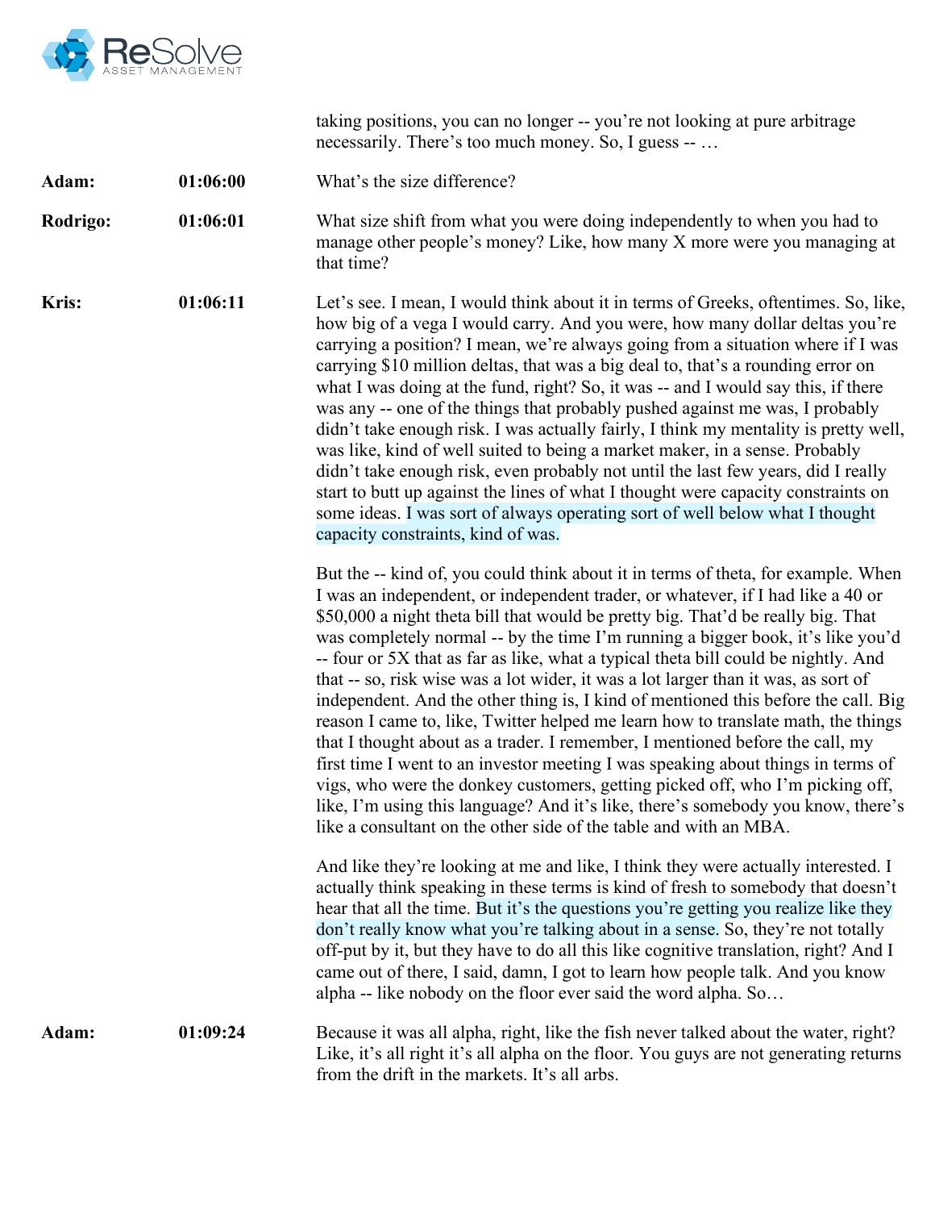taking positions, you can no longer -- you're not looking at pure arbitrage necessarily. There's too much money. So, I guess -- …

**Adam:** 01:06:00 What's the size difference?

**Rodrigo:** 01:06:01 What size shift from what you were doing independently to when you had to manage other people's money? Like, how many X more were you managing at that time?

**Kris:** 01:06:11 Let's see. I mean, I would think about it in terms of Greeks, oftentimes. So, like, how big of a vega I would carry. And you were, how many dollar deltas you're carrying a position? I mean, we're always going from a situation where if I was carrying $10 million deltas, that was a big deal to, that's a rounding error on what I was doing at the fund, right? So, it was -- and I would say this, if there was any -- one of the things that probably pushed against me was, I probably didn't take enough risk. I was actually fairly, I think my mentality is pretty well, was like, kind of well suited to being a market maker, in a sense. Probably didn't take enough risk, even probably not until the last few years, did I really start to butt up against the lines of what I thought were capacity constraints on some ideas. I was sort of always operating sort of well below what I thought capacity constraints, kind of was.

But the -- kind of, you could think about it in terms of theta, for example. When I was an independent, or independent trader, or whatever, if I had like a 40 or $50,000 a night theta bill that would be pretty big. That'd be really big. That was completely normal -- by the time I'm running a bigger book, it's like you'd -- four or 5X that as far as like, what a typical theta bill could be nightly. And that -- so, risk wise was a lot wider, it was a lot larger than it was, as sort of independent. And the other thing is, I kind of mentioned this before the call. Big reason I came to, like, Twitter helped me learn how to translate math, the things that I thought about as a trader. I remember, I mentioned before the call, my first time I went to an investor meeting I was speaking about things in terms of vigs, who were the donkey customers, getting picked off, who I'm picking off, like, I'm using this language? And it's like, there's somebody you know, there's like a consultant on the other side of the table and with an MBA.

And like they're looking at me and like, I think they were actually interested. I actually think speaking in these terms is kind of fresh to somebody that doesn't hear that all the time. But it's the questions you're getting you realize like they don't really know what you're talking about in a sense. So, they're not totally off-put by it, but they have to do all this like cognitive translation, right? And I came out of there, I said, damn, I got to learn how people talk. And you know alpha -- like nobody on the floor ever said the word alpha. So…

**Adam:** 01:09:24 Because it was all alpha, right, like the fish never talked about the water, right? Like, it's all right it's all alpha on the floor. You guys are not generating returns from the drift in the markets. It's all arbs.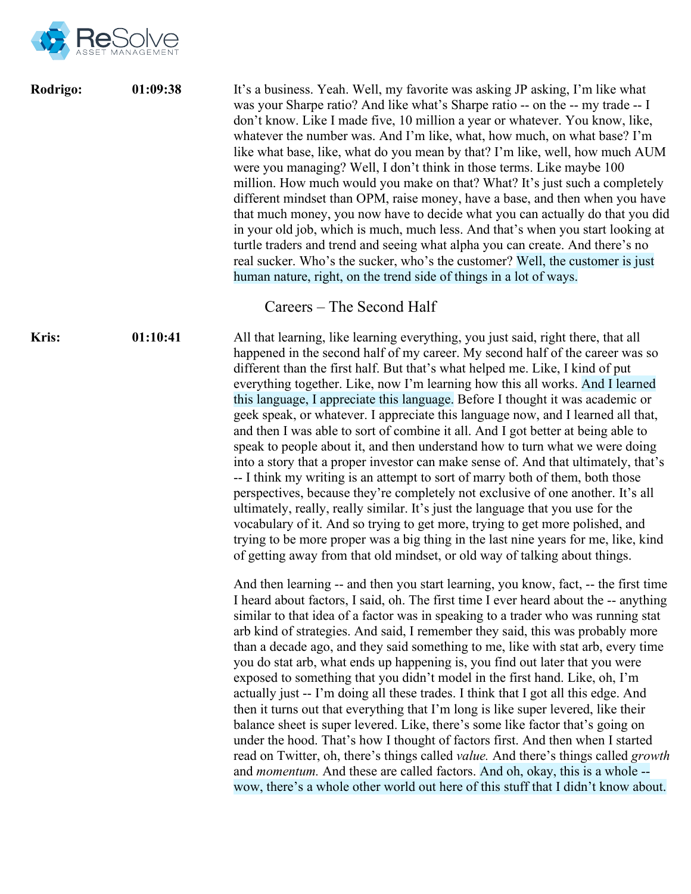**Rodrigo:** 01:09:38

It's a business. Yeah. Well, my favorite was asking JP asking, I'm like what was your Sharpe ratio? And like what's Sharpe ratio -- on the -- my trade -- I don't know. Like I made five, 10 million a year or whatever. You know, like, whatever the number was. And I'm like, what, how much, on what base? I'm like what base, like, what do you mean by that? I'm like, well, how much AUM were you managing? Well, I don't think in those terms. Like maybe 100 million. How much would you make on that? What? It's just such a completely different mindset than OPM, raise money, have a base, and then when you have that much money, you now have to decide what you can actually do that you did in your old job, which is much, much less. And that's when you start looking at turtle traders and trend and seeing what alpha you can create. And there's no real sucker. Who's the sucker, who's the customer? Well, the customer is just human nature, right, on the trend side of things in a lot of ways.

## Careers – The Second Half

**Kris:** 01:10:41

All that learning, like learning everything, you just said, right there, that all happened in the second half of my career. My second half of the career was so different than the first half. But that's what helped me. Like, I kind of put everything together. Like, now I'm learning how this all works. And I learned this language, I appreciate this language. Before I thought it was academic or geek speak, or whatever. I appreciate this language now, and I learned all that, and then I was able to sort of combine it all. And I got better at being able to speak to people about it, and then understand how to turn what we were doing into a story that a proper investor can make sense of. And that ultimately, that's -- I think my writing is an attempt to sort of marry both of them, both those perspectives, because they're completely not exclusive of one another. It's all ultimately, really, really similar. It's just the language that you use for the vocabulary of it. And so trying to get more, trying to get more polished, and trying to be more proper was a big thing in the last nine years for me, like, kind of getting away from that old mindset, or old way of talking about things.

And then learning -- and then you start learning, you know, fact, -- the first time I heard about factors, I said, oh. The first time I ever heard about the -- anything similar to that idea of a factor was in speaking to a trader who was running stat arb kind of strategies. And said, I remember they said, this was probably more than a decade ago, and they said something to me, like with stat arb, every time you do stat arb, what ends up happening is, you find out later that you were exposed to something that you didn't model in the first hand. Like, oh, I'm actually just -- I'm doing all these trades. I think that I got all this edge. And then it turns out that everything that I'm long is like super levered, like their balance sheet is super levered. Like, there's some like factor that's going on under the hood. That's how I thought of factors first. And then when I started read on Twitter, oh, there's things called *value.* And there's things called *growth* and *momentum.* And these are called factors. And oh, okay, this is a whole -- wow, there's a whole other world out here of this stuff that I didn't know about.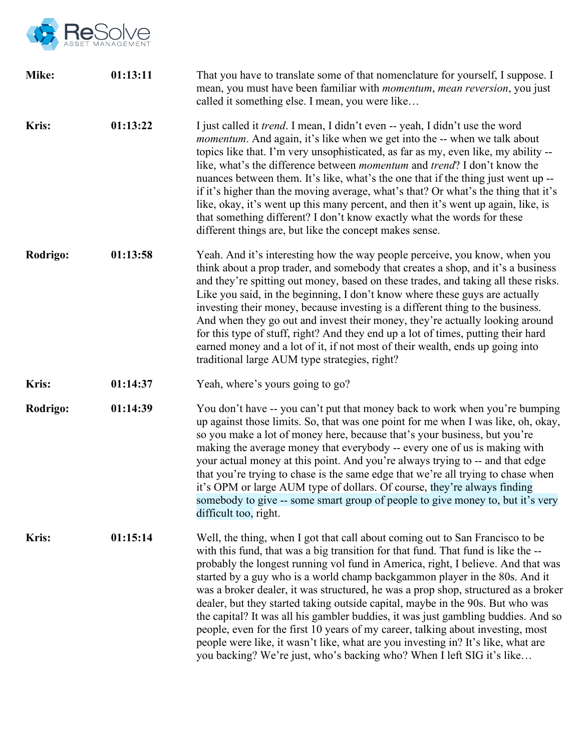**Mike:** 01:13:11

That you have to translate some of that nomenclature for yourself, I suppose. I mean, you must have been familiar with *momentum*, *mean reversion*, you just called it something else. I mean, you were like…

**Kris:** 01:13:22

I just called it *trend*. I mean, I didn't even -- yeah, I didn't use the word *momentum*. And again, it's like when we get into the -- when we talk about topics like that. I'm very unsophisticated, as far as my, even like, my ability -- like, what's the difference between *momentum* and *trend*? I don't know the nuances between them. It's like, what's the one that if the thing just went up -- if it's higher than the moving average, what's that? Or what's the thing that it's like, okay, it's went up this many percent, and then it's went up again, like, is that something different? I don't know exactly what the words for these different things are, but like the concept makes sense.

**Rodrigo:** 01:13:58

Yeah. And it's interesting how the way people perceive, you know, when you think about a prop trader, and somebody that creates a shop, and it's a business and they're spitting out money, based on these trades, and taking all these risks. Like you said, in the beginning, I don't know where these guys are actually investing their money, because investing is a different thing to the business. And when they go out and invest their money, they're actually looking around for this type of stuff, right? And they end up a lot of times, putting their hard earned money and a lot of it, if not most of their wealth, ends up going into traditional large AUM type strategies, right?

**Kris:** 01:14:37

Yeah, where's yours going to go?

**Rodrigo:** 01:14:39

You don't have -- you can't put that money back to work when you're bumping up against those limits. So, that was one point for me when I was like, oh, okay, so you make a lot of money here, because that's your business, but you're making the average money that everybody -- every one of us is making with your actual money at this point. And you're always trying to -- and that edge that you're trying to chase is the same edge that we're all trying to chase when it's OPM or large AUM type of dollars. Of course, they're always finding somebody to give -- some smart group of people to give money to, but it's very difficult too, right.

**Kris:** 01:15:14

Well, the thing, when I got that call about coming out to San Francisco to be with this fund, that was a big transition for that fund. That fund is like the -- probably the longest running vol fund in America, right, I believe. And that was started by a guy who is a world champ backgammon player in the 80s. And it was a broker dealer, it was structured, he was a prop shop, structured as a broker dealer, but they started taking outside capital, maybe in the 90s. But who was the capital? It was all his gambler buddies, it was just gambling buddies. And so people, even for the first 10 years of my career, talking about investing, most people were like, it wasn't like, what are you investing in? It's like, what are you backing? We're just, who's backing who? When I left SIG it's like…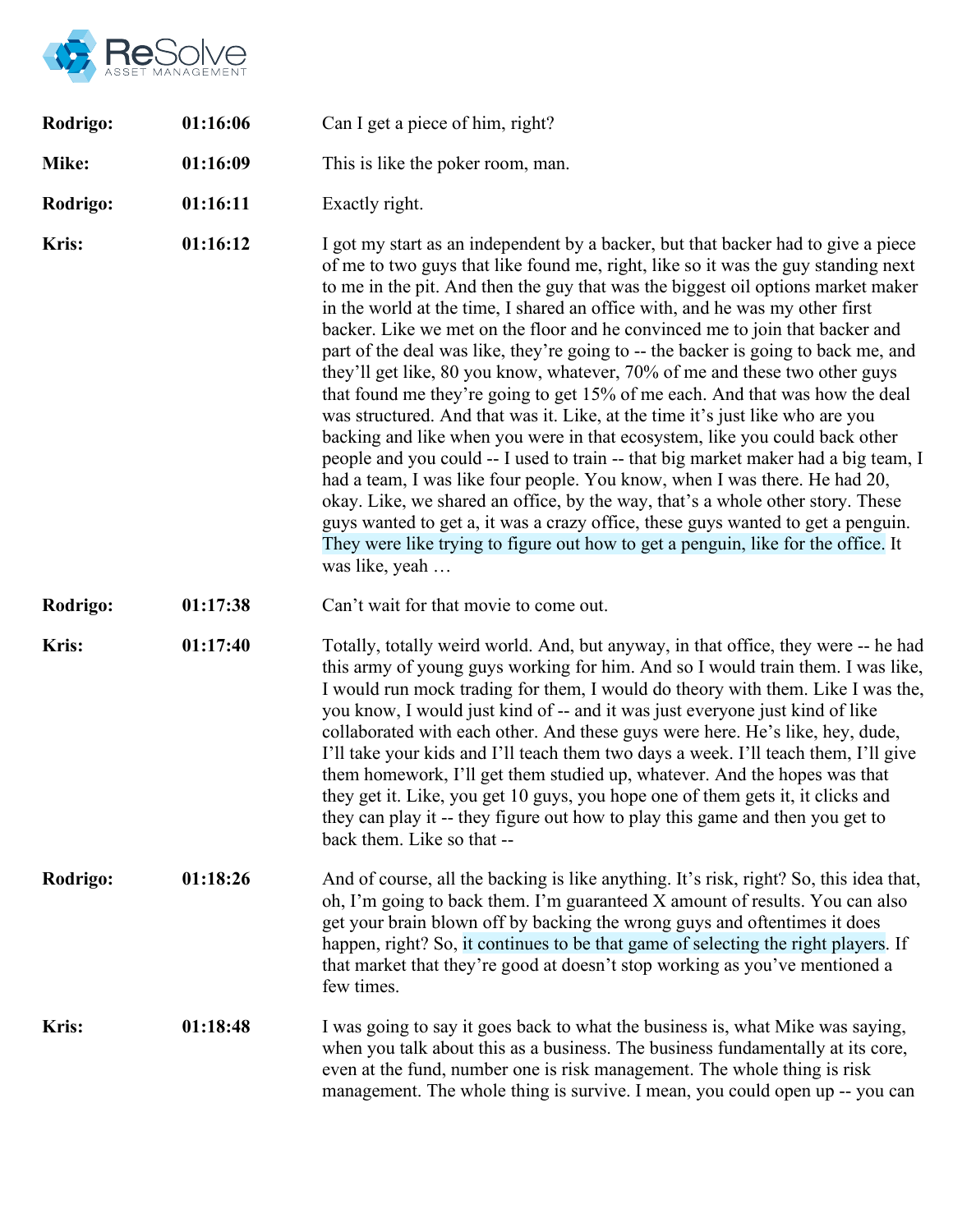| | | |
|---|---|---|
| **Rodrigo:** | **01:16:06** | Can I get a piece of him, right? |
| **Mike:** | **01:16:09** | This is like the poker room, man. |
| **Rodrigo:** | **01:16:11** | Exactly right. |
| **Kris:** | **01:16:12** | I got my start as an independent by a backer, but that backer had to give a piece of me to two guys that like found me, right, like so it was the guy standing next to me in the pit. And then the guy that was the biggest oil options market maker in the world at the time, I shared an office with, and he was my other first backer. Like we met on the floor and he convinced me to join that backer and part of the deal was like, they're going to -- the backer is going to back me, and they'll get like, 80 you know, whatever, 70% of me and these two other guys that found me they're going to get 15% of me each. And that was how the deal was structured. And that was it. Like, at the time it's just like who are you backing and like when you were in that ecosystem, like you could back other people and you could -- I used to train -- that big market maker had a big team, I had a team, I was like four people. You know, when I was there. He had 20, okay. Like, we shared an office, by the way, that's a whole other story. These guys wanted to get a, it was a crazy office, these guys wanted to get a penguin. They were like trying to figure out how to get a penguin, like for the office. It was like, yeah … |
| **Rodrigo:** | **01:17:38** | Can't wait for that movie to come out. |
| **Kris:** | **01:17:40** | Totally, totally weird world. And, but anyway, in that office, they were -- he had this army of young guys working for him. And so I would train them. I was like, I would run mock trading for them, I would do theory with them. Like I was the, you know, I would just kind of -- and it was just everyone just kind of like collaborated with each other. And these guys were here. He's like, hey, dude, I'll take your kids and I'll teach them two days a week. I'll teach them, I'll give them homework, I'll get them studied up, whatever. And the hopes was that they get it. Like, you get 10 guys, you hope one of them gets it, it clicks and they can play it -- they figure out how to play this game and then you get to back them. Like so that -- |
| **Rodrigo:** | **01:18:26** | And of course, all the backing is like anything. It's risk, right? So, this idea that, oh, I'm going to back them. I'm guaranteed X amount of results. You can also get your brain blown off by backing the wrong guys and oftentimes it does happen, right? So, it continues to be that game of selecting the right players. If that market that they're good at doesn't stop working as you've mentioned a few times. |
| **Kris:** | **01:18:48** | I was going to say it goes back to what the business is, what Mike was saying, when you talk about this as a business. The business fundamentally at its core, even at the fund, number one is risk management. The whole thing is risk management. The whole thing is survive. I mean, you could open up -- you can |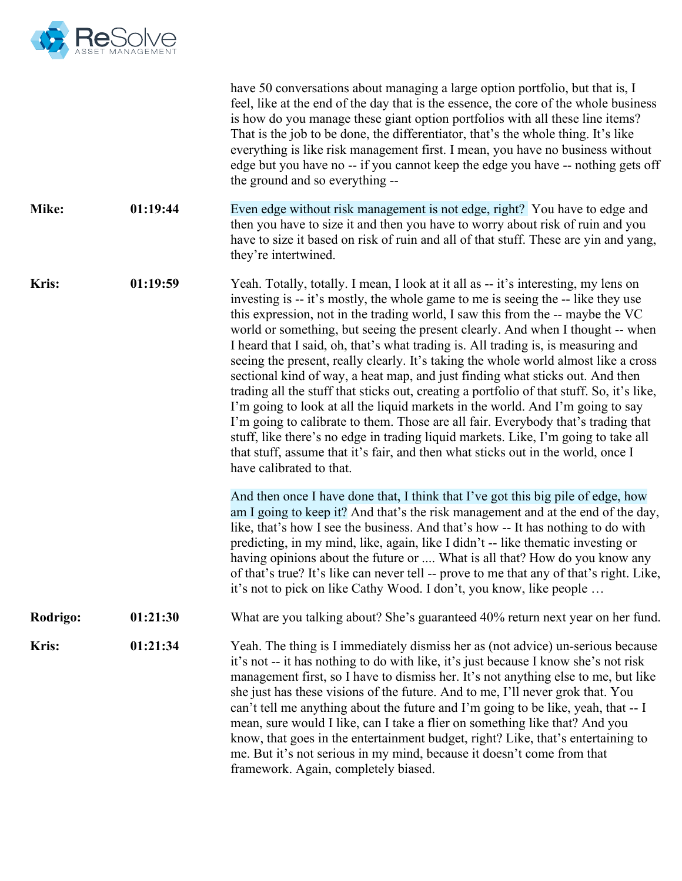have 50 conversations about managing a large option portfolio, but that is, I feel, like at the end of the day that is the essence, the core of the whole business is how do you manage these giant option portfolios with all these line items? That is the job to be done, the differentiator, that's the whole thing. It's like everything is like risk management first. I mean, you have no business without edge but you have no -- if you cannot keep the edge you have -- nothing gets off the ground and so everything --

**Mike:** 01:19:44

Even edge without risk management is not edge, right? You have to edge and then you have to size it and then you have to worry about risk of ruin and you have to size it based on risk of ruin and all of that stuff. These are yin and yang, they're intertwined.

**Kris:** 01:19:59

Yeah. Totally, totally. I mean, I look at it all as -- it's interesting, my lens on investing is -- it's mostly, the whole game to me is seeing the -- like they use this expression, not in the trading world, I saw this from the -- maybe the VC world or something, but seeing the present clearly. And when I thought -- when I heard that I said, oh, that's what trading is. All trading is, is measuring and seeing the present, really clearly. It's taking the whole world almost like a cross sectional kind of way, a heat map, and just finding what sticks out. And then trading all the stuff that sticks out, creating a portfolio of that stuff. So, it's like, I'm going to look at all the liquid markets in the world. And I'm going to say I'm going to calibrate to them. Those are all fair. Everybody that's trading that stuff, like there's no edge in trading liquid markets. Like, I'm going to take all that stuff, assume that it's fair, and then what sticks out in the world, once I have calibrated to that.

And then once I have done that, I think that I've got this big pile of edge, how am I going to keep it? And that's the risk management and at the end of the day, like, that's how I see the business. And that's how -- It has nothing to do with predicting, in my mind, like, again, like I didn't -- like thematic investing or having opinions about the future or .... What is all that? How do you know any of that's true? It's like can never tell -- prove to me that any of that's right. Like, it's not to pick on like Cathy Wood. I don't, you know, like people …

**Rodrigo:** 01:21:30

What are you talking about? She's guaranteed 40% return next year on her fund.

**Kris:** 01:21:34

Yeah. The thing is I immediately dismiss her as (not advice) un-serious because it's not -- it has nothing to do with like, it's just because I know she's not risk management first, so I have to dismiss her. It's not anything else to me, but like she just has these visions of the future. And to me, I'll never grok that. You can't tell me anything about the future and I'm going to be like, yeah, that -- I mean, sure would I like, can I take a flier on something like that? And you know, that goes in the entertainment budget, right? Like, that's entertaining to me. But it's not serious in my mind, because it doesn't come from that framework. Again, completely biased.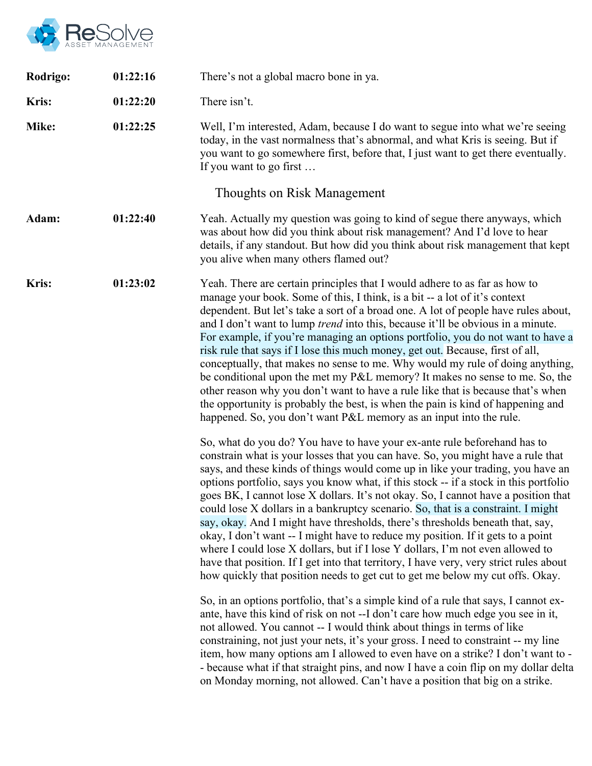**Rodrigo:** 01:22:16 There's not a global macro bone in ya.

**Kris:** 01:22:20 There isn't.

**Mike:** 01:22:25 Well, I'm interested, Adam, because I do want to segue into what we're seeing today, in the vast normalness that's abnormal, and what Kris is seeing. But if you want to go somewhere first, before that, I just want to get there eventually. If you want to go first …

## Thoughts on Risk Management

**Adam:** 01:22:40 Yeah. Actually my question was going to kind of segue there anyways, which was about how did you think about risk management? And I'd love to hear details, if any standout. But how did you think about risk management that kept you alive when many others flamed out?

**Kris:** 01:23:02 Yeah. There are certain principles that I would adhere to as far as how to manage your book. Some of this, I think, is a bit -- a lot of it's context dependent. But let's take a sort of a broad one. A lot of people have rules about, and I don't want to lump *trend* into this, because it'll be obvious in a minute. For example, if you're managing an options portfolio, you do not want to have a risk rule that says if I lose this much money, get out. Because, first of all, conceptually, that makes no sense to me. Why would my rule of doing anything, be conditional upon the met my P&L memory? It makes no sense to me. So, the other reason why you don't want to have a rule like that is because that's when the opportunity is probably the best, is when the pain is kind of happening and happened. So, you don't want P&L memory as an input into the rule.

So, what do you do? You have to have your ex-ante rule beforehand has to constrain what is your losses that you can have. So, you might have a rule that says, and these kinds of things would come up in like your trading, you have an options portfolio, says you know what, if this stock -- if a stock in this portfolio goes BK, I cannot lose X dollars. It's not okay. So, I cannot have a position that could lose X dollars in a bankruptcy scenario. So, that is a constraint. I might say, okay. And I might have thresholds, there's thresholds beneath that, say, okay, I don't want -- I might have to reduce my position. If it gets to a point where I could lose X dollars, but if I lose Y dollars, I'm not even allowed to have that position. If I get into that territory, I have very, very strict rules about how quickly that position needs to get cut to get me below my cut offs. Okay.

So, in an options portfolio, that's a simple kind of a rule that says, I cannot ex-ante, have this kind of risk on not --I don't care how much edge you see in it, not allowed. You cannot -- I would think about things in terms of like constraining, not just your nets, it's your gross. I need to constraint -- my line item, how many options am I allowed to even have on a strike? I don't want to -- because what if that straight pins, and now I have a coin flip on my dollar delta on Monday morning, not allowed. Can't have a position that big on a strike.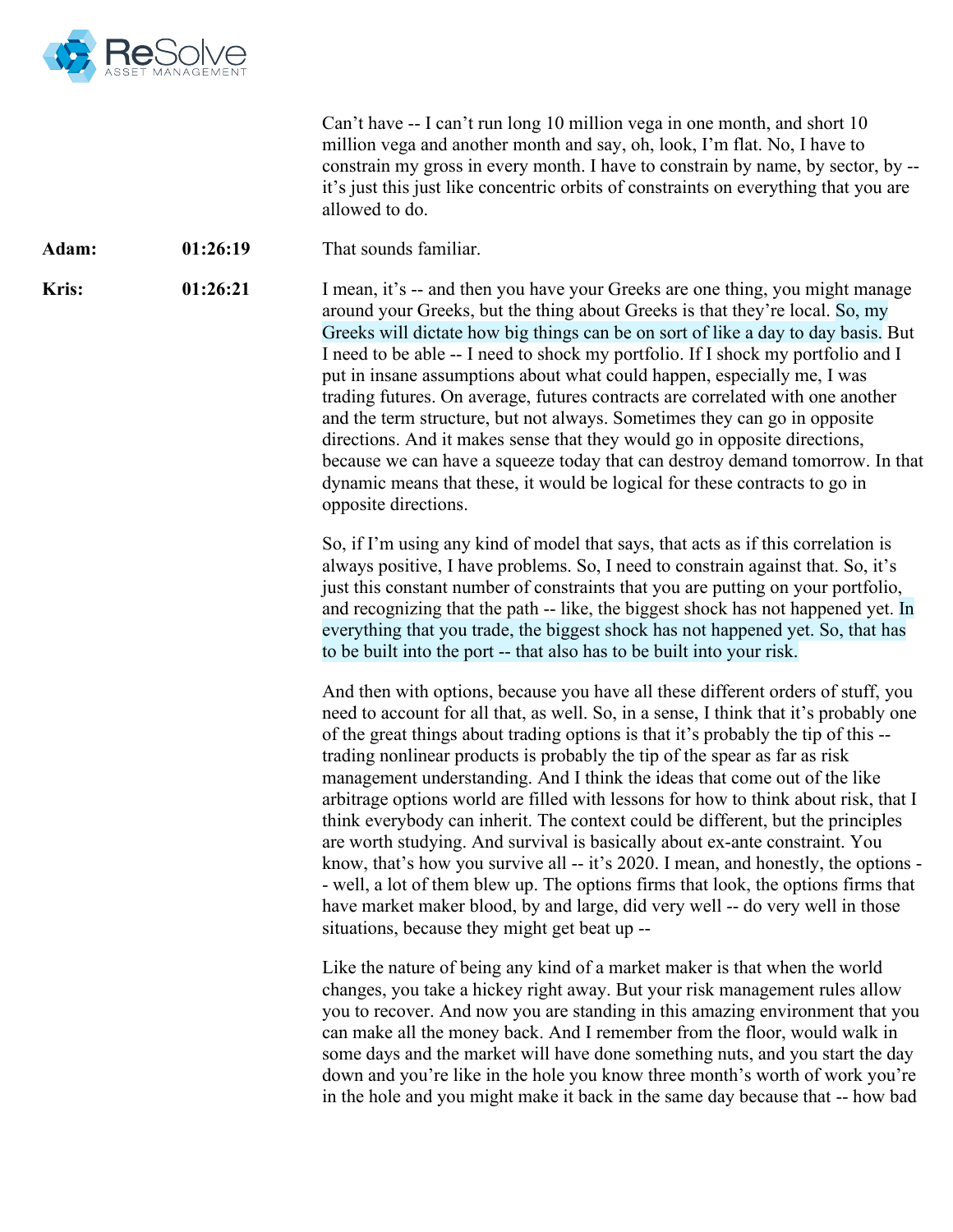Can't have -- I can't run long 10 million vega in one month, and short 10 million vega and another month and say, oh, look, I'm flat. No, I have to constrain my gross in every month. I have to constrain by name, by sector, by -- it's just this just like concentric orbits of constraints on everything that you are allowed to do.

**Adam:** **01:26:19** That sounds familiar.

**Kris:** **01:26:21** I mean, it's -- and then you have your Greeks are one thing, you might manage around your Greeks, but the thing about Greeks is that they're local. So, my Greeks will dictate how big things can be on sort of like a day to day basis. But I need to be able -- I need to shock my portfolio. If I shock my portfolio and I put in insane assumptions about what could happen, especially me, I was trading futures. On average, futures contracts are correlated with one another and the term structure, but not always. Sometimes they can go in opposite directions. And it makes sense that they would go in opposite directions, because we can have a squeeze today that can destroy demand tomorrow. In that dynamic means that these, it would be logical for these contracts to go in opposite directions.

So, if I'm using any kind of model that says, that acts as if this correlation is always positive, I have problems. So, I need to constrain against that. So, it's just this constant number of constraints that you are putting on your portfolio, and recognizing that the path -- like, the biggest shock has not happened yet. In everything that you trade, the biggest shock has not happened yet. So, that has to be built into the port -- that also has to be built into your risk.

And then with options, because you have all these different orders of stuff, you need to account for all that, as well. So, in a sense, I think that it's probably one of the great things about trading options is that it's probably the tip of this -- trading nonlinear products is probably the tip of the spear as far as risk management understanding. And I think the ideas that come out of the like arbitrage options world are filled with lessons for how to think about risk, that I think everybody can inherit. The context could be different, but the principles are worth studying. And survival is basically about ex-ante constraint. You know, that's how you survive all -- it's 2020. I mean, and honestly, the options -- well, a lot of them blew up. The options firms that look, the options firms that have market maker blood, by and large, did very well -- do very well in those situations, because they might get beat up --

Like the nature of being any kind of a market maker is that when the world changes, you take a hickey right away. But your risk management rules allow you to recover. And now you are standing in this amazing environment that you can make all the money back. And I remember from the floor, would walk in some days and the market will have done something nuts, and you start the day down and you're like in the hole you know three month's worth of work you're in the hole and you might make it back in the same day because that -- how bad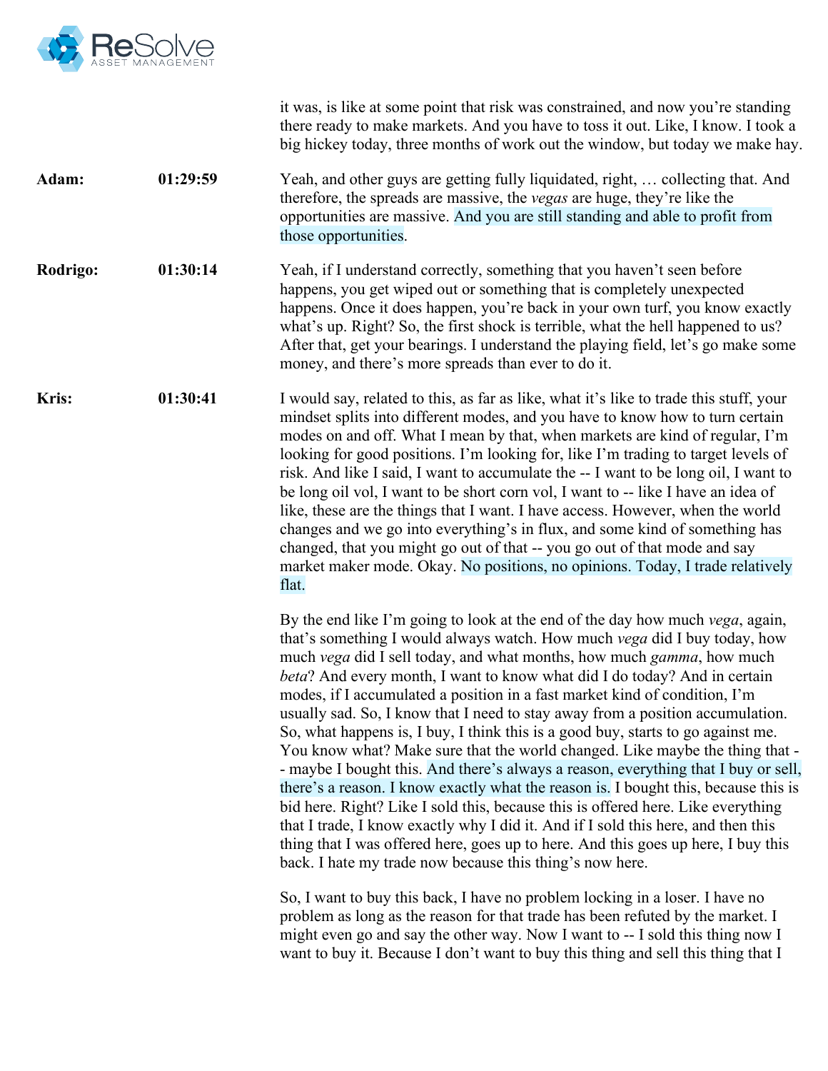it was, is like at some point that risk was constrained, and now you're standing there ready to make markets. And you have to toss it out. Like, I know. I took a big hickey today, three months of work out the window, but today we make hay.

**Adam:** 01:29:59

Yeah, and other guys are getting fully liquidated, right, … collecting that. And therefore, the spreads are massive, the *vegas* are huge, they're like the opportunities are massive. And you are still standing and able to profit from those opportunities.

**Rodrigo:** 01:30:14

Yeah, if I understand correctly, something that you haven't seen before happens, you get wiped out or something that is completely unexpected happens. Once it does happen, you're back in your own turf, you know exactly what's up. Right? So, the first shock is terrible, what the hell happened to us? After that, get your bearings. I understand the playing field, let's go make some money, and there's more spreads than ever to do it.

**Kris:** 01:30:41

I would say, related to this, as far as like, what it's like to trade this stuff, your mindset splits into different modes, and you have to know how to turn certain modes on and off. What I mean by that, when markets are kind of regular, I'm looking for good positions. I'm looking for, like I'm trading to target levels of risk. And like I said, I want to accumulate the -- I want to be long oil, I want to be long oil vol, I want to be short corn vol, I want to -- like I have an idea of like, these are the things that I want. I have access. However, when the world changes and we go into everything's in flux, and some kind of something has changed, that you might go out of that -- you go out of that mode and say market maker mode. Okay. No positions, no opinions. Today, I trade relatively flat.

By the end like I'm going to look at the end of the day how much *vega*, again, that's something I would always watch. How much *vega* did I buy today, how much *vega* did I sell today, and what months, how much *gamma*, how much *beta*? And every month, I want to know what did I do today? And in certain modes, if I accumulated a position in a fast market kind of condition, I'm usually sad. So, I know that I need to stay away from a position accumulation. So, what happens is, I buy, I think this is a good buy, starts to go against me. You know what? Make sure that the world changed. Like maybe the thing that -- maybe I bought this. And there's always a reason, everything that I buy or sell, there's a reason. I know exactly what the reason is. I bought this, because this is bid here. Right? Like I sold this, because this is offered here. Like everything that I trade, I know exactly why I did it. And if I sold this here, and then this thing that I was offered here, goes up to here. And this goes up here, I buy this back. I hate my trade now because this thing's now here.

So, I want to buy this back, I have no problem locking in a loser. I have no problem as long as the reason for that trade has been refuted by the market. I might even go and say the other way. Now I want to -- I sold this thing now I want to buy it. Because I don't want to buy this thing and sell this thing that I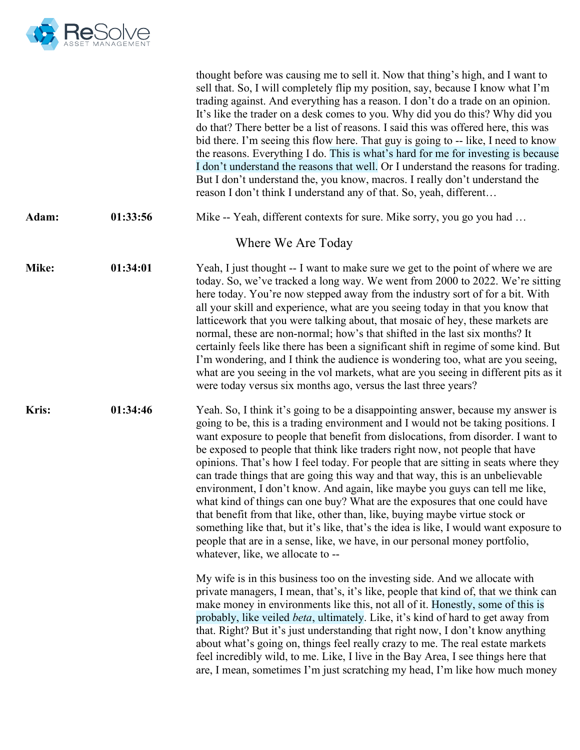thought before was causing me to sell it. Now that thing's high, and I want to sell that. So, I will completely flip my position, say, because I know what I'm trading against. And everything has a reason. I don't do a trade on an opinion. It's like the trader on a desk comes to you. Why did you do this? Why did you do that? There better be a list of reasons. I said this was offered here, this was bid there. I'm seeing this flow here. That guy is going to -- like, I need to know the reasons. Everything I do. This is what's hard for me for investing is because I don't understand the reasons that well. Or I understand the reasons for trading. But I don't understand the, you know, macros. I really don't understand the reason I don't think I understand any of that. So, yeah, different…

**Adam:** 01:33:56

Mike -- Yeah, different contexts for sure. Mike sorry, you go you had …

## Where We Are Today

**Mike:** 01:34:01

Yeah, I just thought -- I want to make sure we get to the point of where we are today. So, we've tracked a long way. We went from 2000 to 2022. We're sitting here today. You're now stepped away from the industry sort of for a bit. With all your skill and experience, what are you seeing today in that you know that latticework that you were talking about, that mosaic of hey, these markets are normal, these are non-normal; how's that shifted in the last six months? It certainly feels like there has been a significant shift in regime of some kind. But I'm wondering, and I think the audience is wondering too, what are you seeing, what are you seeing in the vol markets, what are you seeing in different pits as it were today versus six months ago, versus the last three years?

**Kris:** 01:34:46

Yeah. So, I think it's going to be a disappointing answer, because my answer is going to be, this is a trading environment and I would not be taking positions. I want exposure to people that benefit from dislocations, from disorder. I want to be exposed to people that think like traders right now, not people that have opinions. That's how I feel today. For people that are sitting in seats where they can trade things that are going this way and that way, this is an unbelievable environment, I don't know. And again, like maybe you guys can tell me like, what kind of things can one buy? What are the exposures that one could have that benefit from that like, other than, like, buying maybe virtue stock or something like that, but it's like, that's the idea is like, I would want exposure to people that are in a sense, like, we have, in our personal money portfolio, whatever, like, we allocate to --

My wife is in this business too on the investing side. And we allocate with private managers, I mean, that's, it's like, people that kind of, that we think can make money in environments like this, not all of it. Honestly, some of this is probably, like veiled *beta*, ultimately. Like, it's kind of hard to get away from that. Right? But it's just understanding that right now, I don't know anything about what's going on, things feel really crazy to me. The real estate markets feel incredibly wild, to me. Like, I live in the Bay Area, I see things here that are, I mean, sometimes I'm just scratching my head, I'm like how much money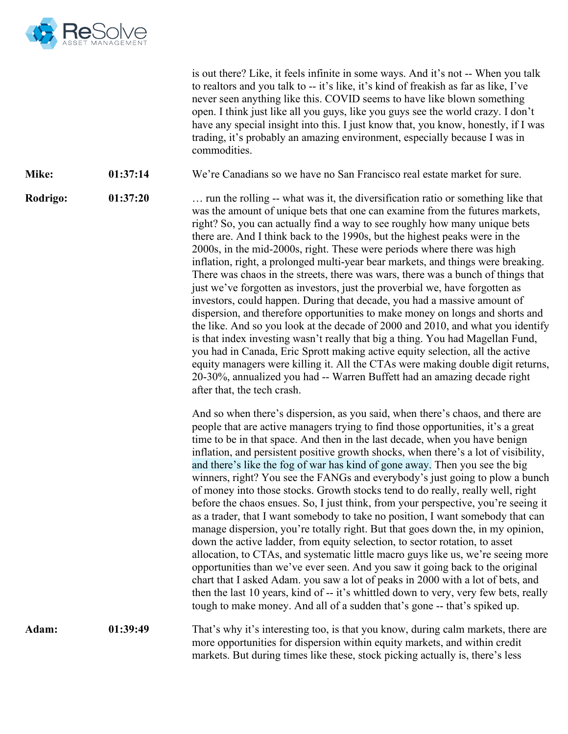is out there? Like, it feels infinite in some ways. And it's not -- When you talk to realtors and you talk to -- it's like, it's kind of freakish as far as like, I've never seen anything like this. COVID seems to have like blown something open. I think just like all you guys, like you guys see the world crazy. I don't have any special insight into this. I just know that, you know, honestly, if I was trading, it's probably an amazing environment, especially because I was in commodities.

**Mike:** 01:37:14 We're Canadians so we have no San Francisco real estate market for sure.

**Rodrigo:** 01:37:20 … run the rolling -- what was it, the diversification ratio or something like that was the amount of unique bets that one can examine from the futures markets, right? So, you can actually find a way to see roughly how many unique bets there are. And I think back to the 1990s, but the highest peaks were in the 2000s, in the mid-2000s, right. These were periods where there was high inflation, right, a prolonged multi-year bear markets, and things were breaking. There was chaos in the streets, there was wars, there was a bunch of things that just we've forgotten as investors, just the proverbial we, have forgotten as investors, could happen. During that decade, you had a massive amount of dispersion, and therefore opportunities to make money on longs and shorts and the like. And so you look at the decade of 2000 and 2010, and what you identify is that index investing wasn't really that big a thing. You had Magellan Fund, you had in Canada, Eric Sprott making active equity selection, all the active equity managers were killing it. All the CTAs were making double digit returns, 20-30%, annualized you had -- Warren Buffett had an amazing decade right after that, the tech crash.

And so when there's dispersion, as you said, when there's chaos, and there are people that are active managers trying to find those opportunities, it's a great time to be in that space. And then in the last decade, when you have benign inflation, and persistent positive growth shocks, when there's a lot of visibility, and there's like the fog of war has kind of gone away. Then you see the big winners, right? You see the FANGs and everybody's just going to plow a bunch of money into those stocks. Growth stocks tend to do really, really well, right before the chaos ensues. So, I just think, from your perspective, you're seeing it as a trader, that I want somebody to take no position, I want somebody that can manage dispersion, you're totally right. But that goes down the, in my opinion, down the active ladder, from equity selection, to sector rotation, to asset allocation, to CTAs, and systematic little macro guys like us, we're seeing more opportunities than we've ever seen. And you saw it going back to the original chart that I asked Adam. you saw a lot of peaks in 2000 with a lot of bets, and then the last 10 years, kind of -- it's whittled down to very, very few bets, really tough to make money. And all of a sudden that's gone -- that's spiked up.

**Adam:** 01:39:49 That's why it's interesting too, is that you know, during calm markets, there are more opportunities for dispersion within equity markets, and within credit markets. But during times like these, stock picking actually is, there's less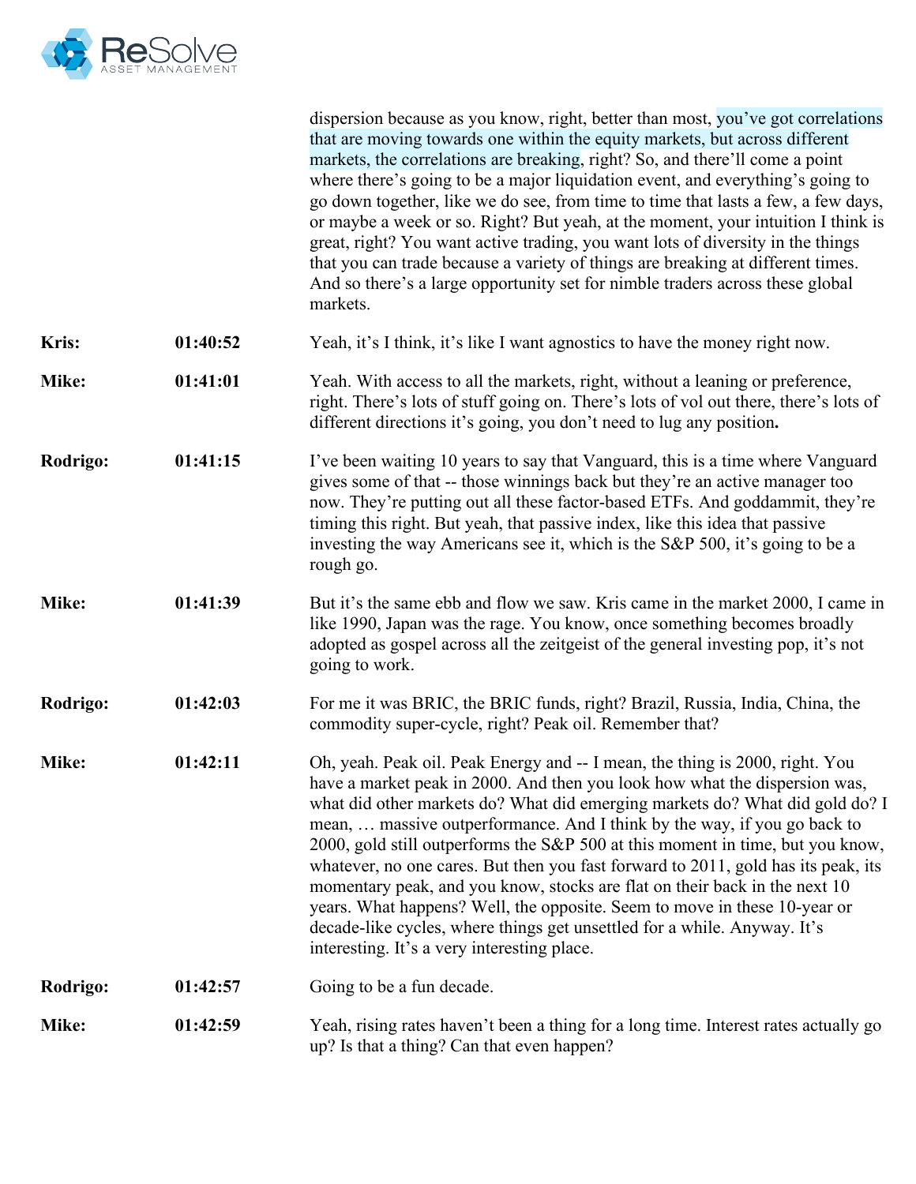dispersion because as you know, right, better than most, you've got correlations that are moving towards one within the equity markets, but across different markets, the correlations are breaking, right? So, and there'll come a point where there's going to be a major liquidation event, and everything's going to go down together, like we do see, from time to time that lasts a few, a few days, or maybe a week or so. Right? But yeah, at the moment, your intuition I think is great, right? You want active trading, you want lots of diversity in the things that you can trade because a variety of things are breaking at different times. And so there's a large opportunity set for nimble traders across these global markets.

| | | |
|---|---|---|
| **Kris:** | **01:40:52** | Yeah, it's I think, it's like I want agnostics to have the money right now. |
| **Mike:** | **01:41:01** | Yeah. With access to all the markets, right, without a leaning or preference, right. There's lots of stuff going on. There's lots of vol out there, there's lots of different directions it's going, you don't need to lug any position**.** |
| **Rodrigo:** | **01:41:15** | I've been waiting 10 years to say that Vanguard, this is a time where Vanguard gives some of that -- those winnings back but they're an active manager too now. They're putting out all these factor-based ETFs. And goddammit, they're timing this right. But yeah, that passive index, like this idea that passive investing the way Americans see it, which is the S&P 500, it's going to be a rough go. |
| **Mike:** | **01:41:39** | But it's the same ebb and flow we saw. Kris came in the market 2000, I came in like 1990, Japan was the rage. You know, once something becomes broadly adopted as gospel across all the zeitgeist of the general investing pop, it's not going to work. |
| **Rodrigo:** | **01:42:03** | For me it was BRIC, the BRIC funds, right? Brazil, Russia, India, China, the commodity super-cycle, right? Peak oil. Remember that? |
| **Mike:** | **01:42:11** | Oh, yeah. Peak oil. Peak Energy and -- I mean, the thing is 2000, right. You have a market peak in 2000. And then you look how what the dispersion was, what did other markets do? What did emerging markets do? What did gold do? I mean, … massive outperformance. And I think by the way, if you go back to 2000, gold still outperforms the S&P 500 at this moment in time, but you know, whatever, no one cares. But then you fast forward to 2011, gold has its peak, its momentary peak, and you know, stocks are flat on their back in the next 10 years. What happens? Well, the opposite. Seem to move in these 10-year or decade-like cycles, where things get unsettled for a while. Anyway. It's interesting. It's a very interesting place. |
| **Rodrigo:** | **01:42:57** | Going to be a fun decade. |
| **Mike:** | **01:42:59** | Yeah, rising rates haven't been a thing for a long time. Interest rates actually go up? Is that a thing? Can that even happen? |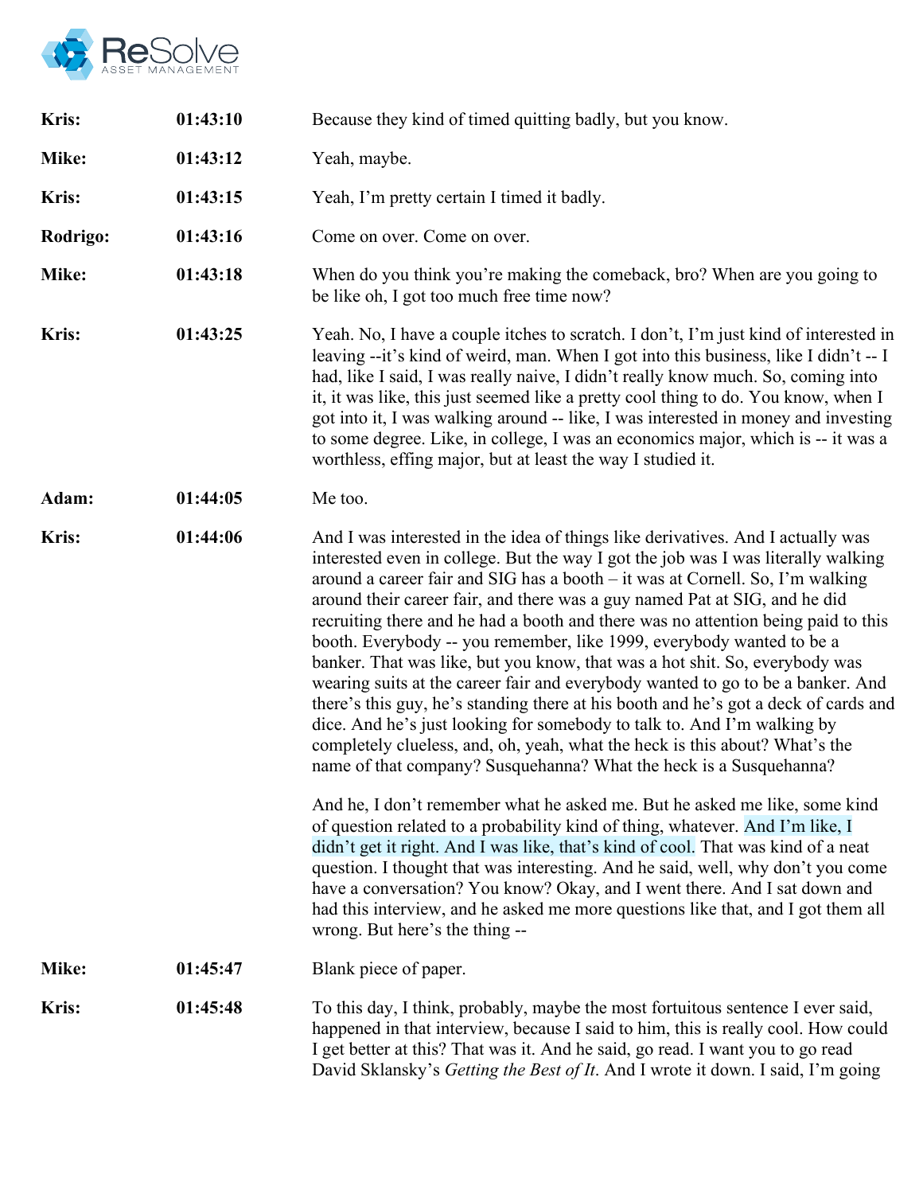| | | |
|---|---|---|
| **Kris:** | **01:43:10** | Because they kind of timed quitting badly, but you know. |
| **Mike:** | **01:43:12** | Yeah, maybe. |
| **Kris:** | **01:43:15** | Yeah, I'm pretty certain I timed it badly. |
| **Rodrigo:** | **01:43:16** | Come on over. Come on over. |
| **Mike:** | **01:43:18** | When do you think you're making the comeback, bro? When are you going to be like oh, I got too much free time now? |
| **Kris:** | **01:43:25** | Yeah. No, I have a couple itches to scratch. I don't, I'm just kind of interested in leaving --it's kind of weird, man. When I got into this business, like I didn't -- I had, like I said, I was really naive, I didn't really know much. So, coming into it, it was like, this just seemed like a pretty cool thing to do. You know, when I got into it, I was walking around -- like, I was interested in money and investing to some degree. Like, in college, I was an economics major, which is -- it was a worthless, effing major, but at least the way I studied it. |
| **Adam:** | **01:44:05** | Me too. |
| **Kris:** | **01:44:06** | And I was interested in the idea of things like derivatives. And I actually was interested even in college. But the way I got the job was I was literally walking around a career fair and SIG has a booth – it was at Cornell. So, I'm walking around their career fair, and there was a guy named Pat at SIG, and he did recruiting there and he had a booth and there was no attention being paid to this booth. Everybody -- you remember, like 1999, everybody wanted to be a banker. That was like, but you know, that was a hot shit. So, everybody was wearing suits at the career fair and everybody wanted to go to be a banker. And there's this guy, he's standing there at his booth and he's got a deck of cards and dice. And he's just looking for somebody to talk to. And I'm walking by completely clueless, and, oh, yeah, what the heck is this about? What's the name of that company? Susquehanna? What the heck is a Susquehanna?<br><br>And he, I don't remember what he asked me. But he asked me like, some kind of question related to a probability kind of thing, whatever. And I'm like, I didn't get it right. And I was like, that's kind of cool. That was kind of a neat question. I thought that was interesting. And he said, well, why don't you come have a conversation? You know? Okay, and I went there. And I sat down and had this interview, and he asked me more questions like that, and I got them all wrong. But here's the thing -- |
| **Mike:** | **01:45:47** | Blank piece of paper. |
| **Kris:** | **01:45:48** | To this day, I think, probably, maybe the most fortuitous sentence I ever said, happened in that interview, because I said to him, this is really cool. How could I get better at this? That was it. And he said, go read. I want you to go read David Sklansky's *Getting the Best of It*. And I wrote it down. I said, I'm going |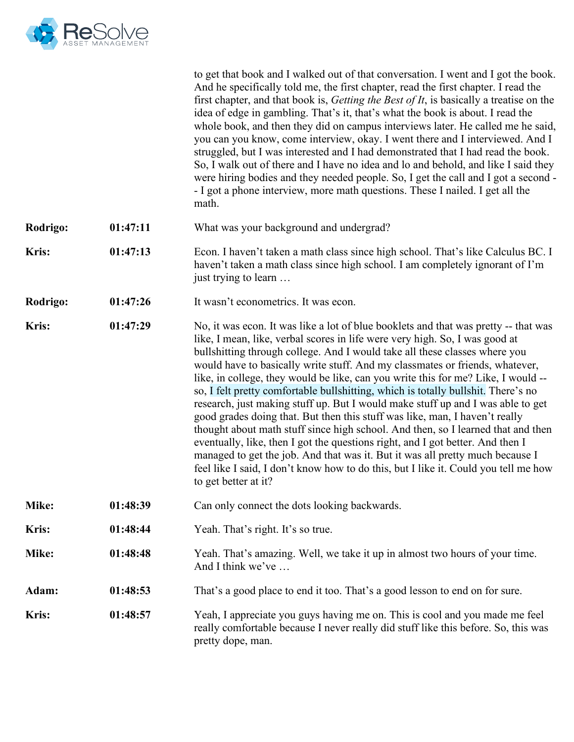to get that book and I walked out of that conversation. I went and I got the book. And he specifically told me, the first chapter, read the first chapter. I read the first chapter, and that book is, *Getting the Best of It*, is basically a treatise on the idea of edge in gambling. That's it, that's what the book is about. I read the whole book, and then they did on campus interviews later. He called me he said, you can you know, come interview, okay. I went there and I interviewed. And I struggled, but I was interested and I had demonstrated that I had read the book. So, I walk out of there and I have no idea and lo and behold, and like I said they were hiring bodies and they needed people. So, I get the call and I got a second -- I got a phone interview, more math questions. These I nailed. I get all the math.

| | | |
|---|---|---|
| **Rodrigo:** | **01:47:11** | What was your background and undergrad? |
| **Kris:** | **01:47:13** | Econ. I haven't taken a math class since high school. That's like Calculus BC. I haven't taken a math class since high school. I am completely ignorant of I'm just trying to learn … |
| **Rodrigo:** | **01:47:26** | It wasn't econometrics. It was econ. |
| **Kris:** | **01:47:29** | No, it was econ. It was like a lot of blue booklets and that was pretty -- that was like, I mean, like, verbal scores in life were very high. So, I was good at bullshitting through college. And I would take all these classes where you would have to basically write stuff. And my classmates or friends, whatever, like, in college, they would be like, can you write this for me? Like, I would -- so, I felt pretty comfortable bullshitting, which is totally bullshit. There's no research, just making stuff up. But I would make stuff up and I was able to get good grades doing that. But then this stuff was like, man, I haven't really thought about math stuff since high school. And then, so I learned that and then eventually, like, then I got the questions right, and I got better. And then I managed to get the job. And that was it. But it was all pretty much because I feel like I said, I don't know how to do this, but I like it. Could you tell me how to get better at it? |
| **Mike:** | **01:48:39** | Can only connect the dots looking backwards. |
| **Kris:** | **01:48:44** | Yeah. That's right. It's so true. |
| **Mike:** | **01:48:48** | Yeah. That's amazing. Well, we take it up in almost two hours of your time. And I think we've … |
| **Adam:** | **01:48:53** | That's a good place to end it too. That's a good lesson to end on for sure. |
| **Kris:** | **01:48:57** | Yeah, I appreciate you guys having me on. This is cool and you made me feel really comfortable because I never really did stuff like this before. So, this was pretty dope, man. |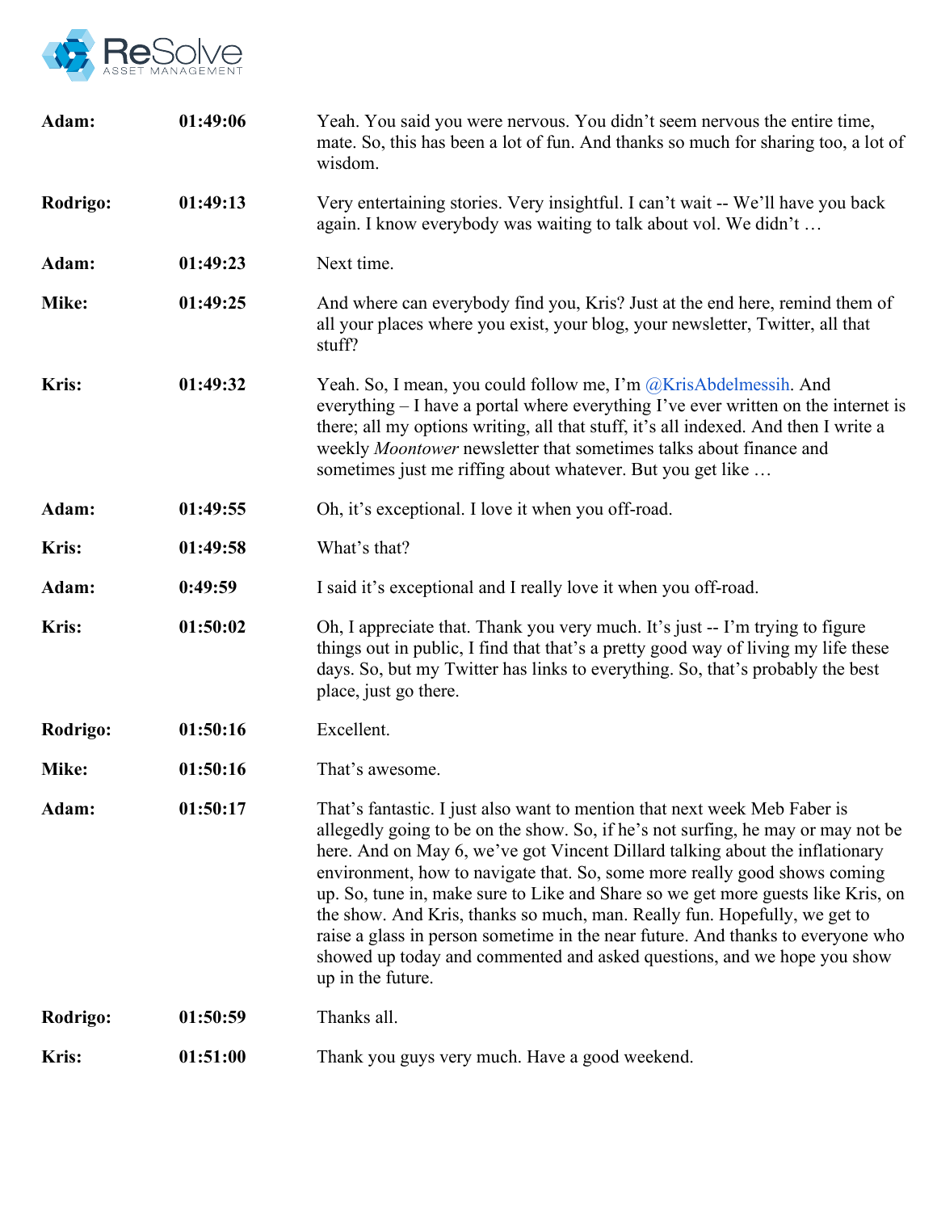| | | |
|---|---|---|
| **Adam:** | **01:49:06** | Yeah. You said you were nervous. You didn't seem nervous the entire time, mate. So, this has been a lot of fun. And thanks so much for sharing too, a lot of wisdom. |
| **Rodrigo:** | **01:49:13** | Very entertaining stories. Very insightful. I can't wait -- We'll have you back again. I know everybody was waiting to talk about vol. We didn't … |
| **Adam:** | **01:49:23** | Next time. |
| **Mike:** | **01:49:25** | And where can everybody find you, Kris? Just at the end here, remind them of all your places where you exist, your blog, your newsletter, Twitter, all that stuff? |
| **Kris:** | **01:49:32** | Yeah. So, I mean, you could follow me, I'm @KrisAbdelmessih. And everything – I have a portal where everything I've ever written on the internet is there; all my options writing, all that stuff, it's all indexed. And then I write a weekly *Moontower* newsletter that sometimes talks about finance and sometimes just me riffing about whatever. But you get like … |
| **Adam:** | **01:49:55** | Oh, it's exceptional. I love it when you off-road. |
| **Kris:** | **01:49:58** | What's that? |
| **Adam:** | **0:49:59** | I said it's exceptional and I really love it when you off-road. |
| **Kris:** | **01:50:02** | Oh, I appreciate that. Thank you very much. It's just -- I'm trying to figure things out in public, I find that that's a pretty good way of living my life these days. So, but my Twitter has links to everything. So, that's probably the best place, just go there. |
| **Rodrigo:** | **01:50:16** | Excellent. |
| **Mike:** | **01:50:16** | That's awesome. |
| **Adam:** | **01:50:17** | That's fantastic. I just also want to mention that next week Meb Faber is allegedly going to be on the show. So, if he's not surfing, he may or may not be here. And on May 6, we've got Vincent Dillard talking about the inflationary environment, how to navigate that. So, some more really good shows coming up. So, tune in, make sure to Like and Share so we get more guests like Kris, on the show. And Kris, thanks so much, man. Really fun. Hopefully, we get to raise a glass in person sometime in the near future. And thanks to everyone who showed up today and commented and asked questions, and we hope you show up in the future. |
| **Rodrigo:** | **01:50:59** | Thanks all. |
| **Kris:** | **01:51:00** | Thank you guys very much. Have a good weekend. |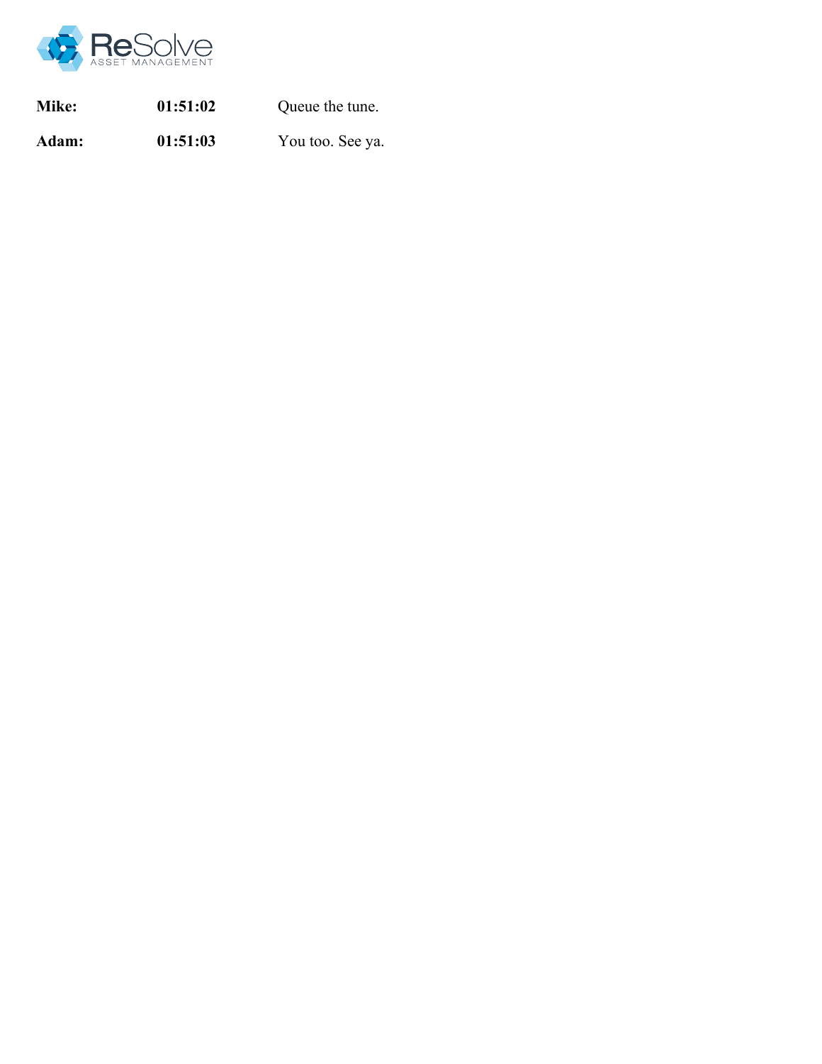| | | |
|---|---|---|
| **Mike:** | **01:51:02** | Queue the tune. |
| **Adam:** | **01:51:03** | You too. See ya. |